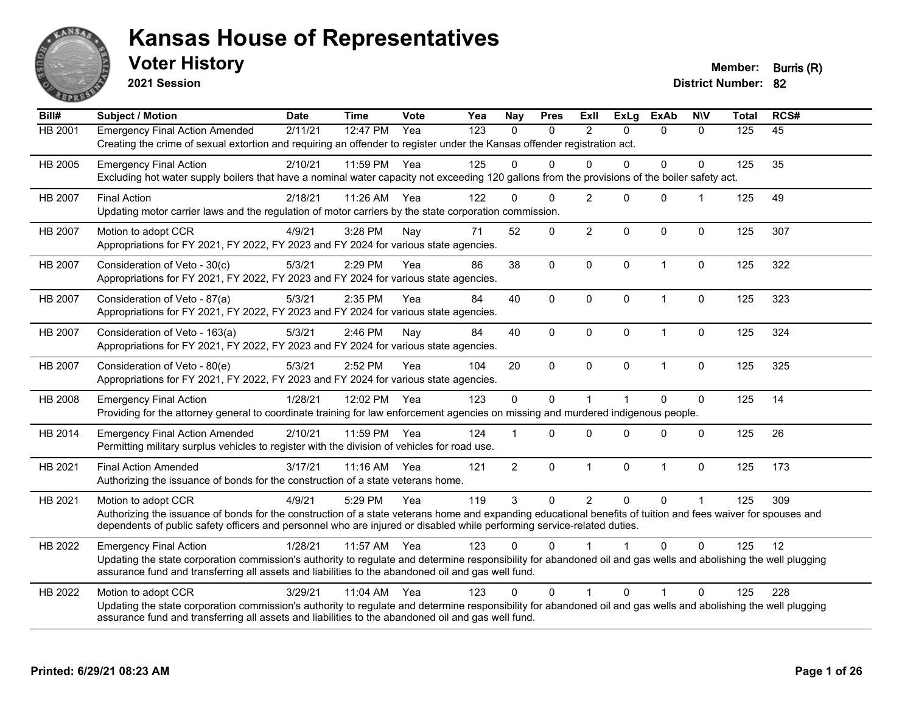# Kansas House of Representatives

## Voter History

**2021 Session**

**Member:** Burris (R)

**District Number:** 82

| Bill# | Subject / Motion | Date | Time | Vote | Yea | Nay | Pres | ExII | ExLg | ExAb | N\V | Total | RCS# |
|---|---|---|---|---|---|---|---|---|---|---|---|---|---|
| HB 2001 | Emergency Final Action Amended | 2/11/21 | 12:47 PM | Yea | 123 | 0 | 0 | 2 | 0 | 0 | 0 | 125 | 45 |
| | Creating the crime of sexual extortion and requiring an offender to register under the Kansas offender registration act. | | | | | | | | | | | | |
| HB 2005 | Emergency Final Action | 2/10/21 | 11:59 PM | Yea | 125 | 0 | 0 | 0 | 0 | 0 | 0 | 125 | 35 |
| | Excluding hot water supply boilers that have a nominal water capacity not exceeding 120 gallons from the provisions of the boiler safety act. | | | | | | | | | | | | |
| HB 2007 | Final Action | 2/18/21 | 11:26 AM | Yea | 122 | 0 | 0 | 2 | 0 | 0 | 1 | 125 | 49 |
| | Updating motor carrier laws and the regulation of motor carriers by the state corporation commission. | | | | | | | | | | | | |
| HB 2007 | Motion to adopt CCR | 4/9/21 | 3:28 PM | Nay | 71 | 52 | 0 | 2 | 0 | 0 | 0 | 125 | 307 |
| | Appropriations for FY 2021, FY 2022, FY 2023 and FY 2024 for various state agencies. | | | | | | | | | | | | |
| HB 2007 | Consideration of Veto - 30(c) | 5/3/21 | 2:29 PM | Yea | 86 | 38 | 0 | 0 | 0 | 1 | 0 | 125 | 322 |
| | Appropriations for FY 2021, FY 2022, FY 2023 and FY 2024 for various state agencies. | | | | | | | | | | | | |
| HB 2007 | Consideration of Veto - 87(a) | 5/3/21 | 2:35 PM | Yea | 84 | 40 | 0 | 0 | 0 | 1 | 0 | 125 | 323 |
| | Appropriations for FY 2021, FY 2022, FY 2023 and FY 2024 for various state agencies. | | | | | | | | | | | | |
| HB 2007 | Consideration of Veto - 163(a) | 5/3/21 | 2:46 PM | Nay | 84 | 40 | 0 | 0 | 0 | 1 | 0 | 125 | 324 |
| | Appropriations for FY 2021, FY 2022, FY 2023 and FY 2024 for various state agencies. | | | | | | | | | | | | |
| HB 2007 | Consideration of Veto - 80(e) | 5/3/21 | 2:52 PM | Yea | 104 | 20 | 0 | 0 | 0 | 1 | 0 | 125 | 325 |
| | Appropriations for FY 2021, FY 2022, FY 2023 and FY 2024 for various state agencies. | | | | | | | | | | | | |
| HB 2008 | Emergency Final Action | 1/28/21 | 12:02 PM | Yea | 123 | 0 | 0 | 1 | 1 | 0 | 0 | 125 | 14 |
| | Providing for the attorney general to coordinate training for law enforcement agencies on missing and murdered indigenous people. | | | | | | | | | | | | |
| HB 2014 | Emergency Final Action Amended | 2/10/21 | 11:59 PM | Yea | 124 | 1 | 0 | 0 | 0 | 0 | 0 | 125 | 26 |
| | Permitting military surplus vehicles to register with the division of vehicles for road use. | | | | | | | | | | | | |
| HB 2021 | Final Action Amended | 3/17/21 | 11:16 AM | Yea | 121 | 2 | 0 | 1 | 0 | 1 | 0 | 125 | 173 |
| | Authorizing the issuance of bonds for the construction of a state veterans home. | | | | | | | | | | | | |
| HB 2021 | Motion to adopt CCR | 4/9/21 | 5:29 PM | Yea | 119 | 3 | 0 | 2 | 0 | 0 | 1 | 125 | 309 |
| | Authorizing the issuance of bonds for the construction of a state veterans home and expanding educational benefits of tuition and fees waiver for spouses and dependents of public safety officers and personnel who are injured or disabled while performing service-related duties. | | | | | | | | | | | | |
| HB 2022 | Emergency Final Action | 1/28/21 | 11:57 AM | Yea | 123 | 0 | 0 | 1 | 1 | 0 | 0 | 125 | 12 |
| | Updating the state corporation commission's authority to regulate and determine responsibility for abandoned oil and gas wells and abolishing the well plugging assurance fund and transferring all assets and liabilities to the abandoned oil and gas well fund. | | | | | | | | | | | | |
| HB 2022 | Motion to adopt CCR | 3/29/21 | 11:04 AM | Yea | 123 | 0 | 0 | 1 | 0 | 1 | 0 | 125 | 228 |
| | Updating the state corporation commission's authority to regulate and determine responsibility for abandoned oil and gas wells and abolishing the well plugging assurance fund and transferring all assets and liabilities to the abandoned oil and gas well fund. | | | | | | | | | | | | |

**Printed: 6/29/21 08:23 AM**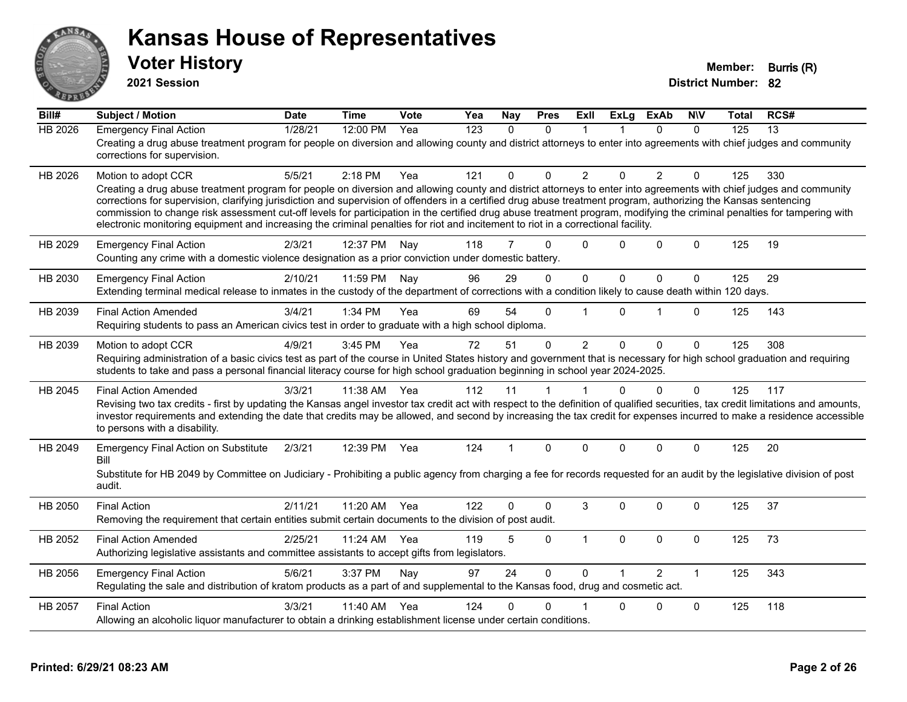# Kansas House of Representatives

## Voter History

**2021 Session**

**Member:** Burris (R)
**District Number:** 82

| Bill# | Subject / Motion | Date | Time | Vote | Yea | Nay | Pres | ExII | ExLg | ExAb | N\V | Total | RCS# |
|---|---|---|---|---|---|---|---|---|---|---|---|---|---|
| HB 2026 | Emergency Final Action | 1/28/21 | 12:00 PM | Yea | 123 | 0 | 0 | 1 | 1 | 0 | 0 | 125 | 13 |
| | Creating a drug abuse treatment program for people on diversion and allowing county and district attorneys to enter into agreements with chief judges and community corrections for supervision. | | | | | | | | | | | | |
| HB 2026 | Motion to adopt CCR | 5/5/21 | 2:18 PM | Yea | 121 | 0 | 0 | 2 | 0 | 2 | 0 | 125 | 330 |
| | Creating a drug abuse treatment program for people on diversion and allowing county and district attorneys to enter into agreements with chief judges and community corrections for supervision, clarifying jurisdiction and supervision of offenders in a certified drug abuse treatment program, authorizing the Kansas sentencing commission to change risk assessment cut-off levels for participation in the certified drug abuse treatment program, modifying the criminal penalties for tampering with electronic monitoring equipment and increasing the criminal penalties for riot and incitement to riot in a correctional facility. | | | | | | | | | | | | |
| HB 2029 | Emergency Final Action | 2/3/21 | 12:37 PM | Nay | 118 | 7 | 0 | 0 | 0 | 0 | 0 | 125 | 19 |
| | Counting any crime with a domestic violence designation as a prior conviction under domestic battery. | | | | | | | | | | | | |
| HB 2030 | Emergency Final Action | 2/10/21 | 11:59 PM | Nay | 96 | 29 | 0 | 0 | 0 | 0 | 0 | 125 | 29 |
| | Extending terminal medical release to inmates in the custody of the department of corrections with a condition likely to cause death within 120 days. | | | | | | | | | | | | |
| HB 2039 | Final Action Amended | 3/4/21 | 1:34 PM | Yea | 69 | 54 | 0 | 1 | 0 | 1 | 0 | 125 | 143 |
| | Requiring students to pass an American civics test in order to graduate with a high school diploma. | | | | | | | | | | | | |
| HB 2039 | Motion to adopt CCR | 4/9/21 | 3:45 PM | Yea | 72 | 51 | 0 | 2 | 0 | 0 | 0 | 125 | 308 |
| | Requiring administration of a basic civics test as part of the course in United States history and government that is necessary for high school graduation and requiring students to take and pass a personal financial literacy course for high school graduation beginning in school year 2024-2025. | | | | | | | | | | | | |
| HB 2045 | Final Action Amended | 3/3/21 | 11:38 AM | Yea | 112 | 11 | 1 | 1 | 0 | 0 | 0 | 125 | 117 |
| | Revising two tax credits - first by updating the Kansas angel investor tax credit act with respect to the definition of qualified securities, tax credit limitations and amounts, investor requirements and extending the date that credits may be allowed, and second by increasing the tax credit for expenses incurred to make a residence accessible to persons with a disability. | | | | | | | | | | | | |
| HB 2049 | Emergency Final Action on Substitute Bill | 2/3/21 | 12:39 PM | Yea | 124 | 1 | 0 | 0 | 0 | 0 | 0 | 125 | 20 |
| | Substitute for HB 2049 by Committee on Judiciary - Prohibiting a public agency from charging a fee for records requested for an audit by the legislative division of post audit. | | | | | | | | | | | | |
| HB 2050 | Final Action | 2/11/21 | 11:20 AM | Yea | 122 | 0 | 0 | 3 | 0 | 0 | 0 | 125 | 37 |
| | Removing the requirement that certain entities submit certain documents to the division of post audit. | | | | | | | | | | | | |
| HB 2052 | Final Action Amended | 2/25/21 | 11:24 AM | Yea | 119 | 5 | 0 | 1 | 0 | 0 | 0 | 125 | 73 |
| | Authorizing legislative assistants and committee assistants to accept gifts from legislators. | | | | | | | | | | | | |
| HB 2056 | Emergency Final Action | 5/6/21 | 3:37 PM | Nay | 97 | 24 | 0 | 0 | 1 | 2 | 1 | 125 | 343 |
| | Regulating the sale and distribution of kratom products as a part of and supplemental to the Kansas food, drug and cosmetic act. | | | | | | | | | | | | |
| HB 2057 | Final Action | 3/3/21 | 11:40 AM | Yea | 124 | 0 | 0 | 1 | 0 | 0 | 0 | 125 | 118 |
| | Allowing an alcoholic liquor manufacturer to obtain a drinking establishment license under certain conditions. | | | | | | | | | | | | |

**Printed: 6/29/21 08:23 AM**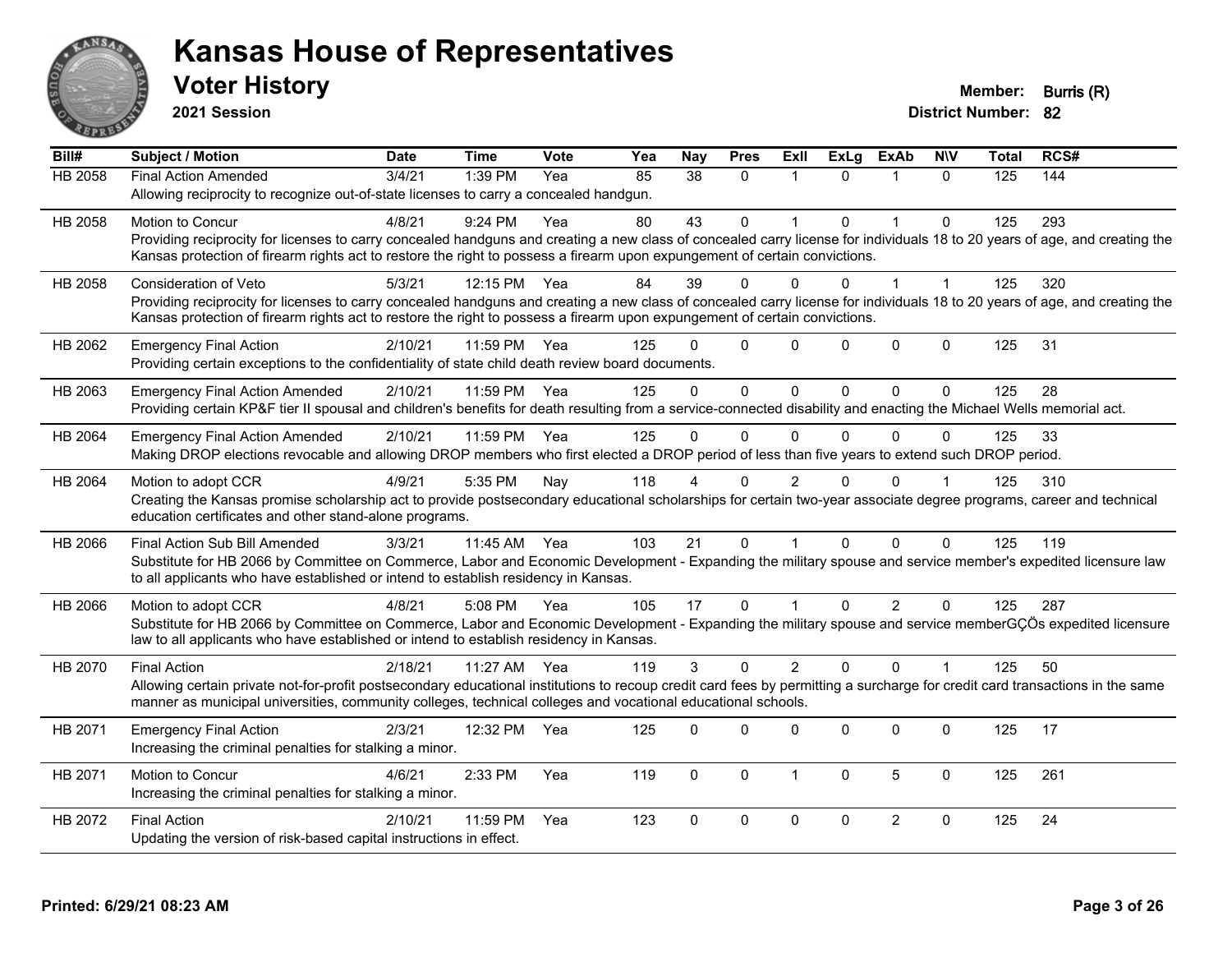# Kansas House of Representatives

## Voter History

**2021 Session**

**Member:** Burris (R)
**District Number:** 82

| Bill# | Subject / Motion | Date | Time | Vote | Yea | Nay | Pres | ExII | ExLg | ExAb | N\V | Total | RCS# |
|---|---|---|---|---|---|---|---|---|---|---|---|---|---|
| HB 2058 | Final Action Amended | 3/4/21 | 1:39 PM | Yea | 85 | 38 | 0 | 1 | 0 | 1 | 0 | 125 | 144 |
| | Allowing reciprocity to recognize out-of-state licenses to carry a concealed handgun. | | | | | | | | | | | | |
| HB 2058 | Motion to Concur | 4/8/21 | 9:24 PM | Yea | 80 | 43 | 0 | 1 | 0 | 1 | 0 | 125 | 293 |
| | Providing reciprocity for licenses to carry concealed handguns and creating a new class of concealed carry license for individuals 18 to 20 years of age, and creating the Kansas protection of firearm rights act to restore the right to possess a firearm upon expungement of certain convictions. | | | | | | | | | | | | |
| HB 2058 | Consideration of Veto | 5/3/21 | 12:15 PM | Yea | 84 | 39 | 0 | 0 | 0 | 1 | 1 | 125 | 320 |
| | Providing reciprocity for licenses to carry concealed handguns and creating a new class of concealed carry license for individuals 18 to 20 years of age, and creating the Kansas protection of firearm rights act to restore the right to possess a firearm upon expungement of certain convictions. | | | | | | | | | | | | |
| HB 2062 | Emergency Final Action | 2/10/21 | 11:59 PM | Yea | 125 | 0 | 0 | 0 | 0 | 0 | 0 | 125 | 31 |
| | Providing certain exceptions to the confidentiality of state child death review board documents. | | | | | | | | | | | | |
| HB 2063 | Emergency Final Action Amended | 2/10/21 | 11:59 PM | Yea | 125 | 0 | 0 | 0 | 0 | 0 | 0 | 125 | 28 |
| | Providing certain KP&F tier II spousal and children's benefits for death resulting from a service-connected disability and enacting the Michael Wells memorial act. | | | | | | | | | | | | |
| HB 2064 | Emergency Final Action Amended | 2/10/21 | 11:59 PM | Yea | 125 | 0 | 0 | 0 | 0 | 0 | 0 | 125 | 33 |
| | Making DROP elections revocable and allowing DROP members who first elected a DROP period of less than five years to extend such DROP period. | | | | | | | | | | | | |
| HB 2064 | Motion to adopt CCR | 4/9/21 | 5:35 PM | Nay | 118 | 4 | 0 | 2 | 0 | 0 | 1 | 125 | 310 |
| | Creating the Kansas promise scholarship act to provide postsecondary educational scholarships for certain two-year associate degree programs, career and technical education certificates and other stand-alone programs. | | | | | | | | | | | | |
| HB 2066 | Final Action Sub Bill Amended | 3/3/21 | 11:45 AM | Yea | 103 | 21 | 0 | 1 | 0 | 0 | 0 | 125 | 119 |
| | Substitute for HB 2066 by Committee on Commerce, Labor and Economic Development - Expanding the military spouse and service member's expedited licensure law to all applicants who have established or intend to establish residency in Kansas. | | | | | | | | | | | | |
| HB 2066 | Motion to adopt CCR | 4/8/21 | 5:08 PM | Yea | 105 | 17 | 0 | 1 | 0 | 2 | 0 | 125 | 287 |
| | Substitute for HB 2066 by Committee on Commerce, Labor and Economic Development - Expanding the military spouse and service memberGÇÖs expedited licensure law to all applicants who have established or intend to establish residency in Kansas. | | | | | | | | | | | | |
| HB 2070 | Final Action | 2/18/21 | 11:27 AM | Yea | 119 | 3 | 0 | 2 | 0 | 0 | 1 | 125 | 50 |
| | Allowing certain private not-for-profit postsecondary educational institutions to recoup credit card fees by permitting a surcharge for credit card transactions in the same manner as municipal universities, community colleges, technical colleges and vocational educational schools. | | | | | | | | | | | | |
| HB 2071 | Emergency Final Action | 2/3/21 | 12:32 PM | Yea | 125 | 0 | 0 | 0 | 0 | 0 | 0 | 125 | 17 |
| | Increasing the criminal penalties for stalking a minor. | | | | | | | | | | | | |
| HB 2071 | Motion to Concur | 4/6/21 | 2:33 PM | Yea | 119 | 0 | 0 | 1 | 0 | 5 | 0 | 125 | 261 |
| | Increasing the criminal penalties for stalking a minor. | | | | | | | | | | | | |
| HB 2072 | Final Action | 2/10/21 | 11:59 PM | Yea | 123 | 0 | 0 | 0 | 0 | 2 | 0 | 125 | 24 |
| | Updating the version of risk-based capital instructions in effect. | | | | | | | | | | | | |

**Printed: 6/29/21 08:23 AM**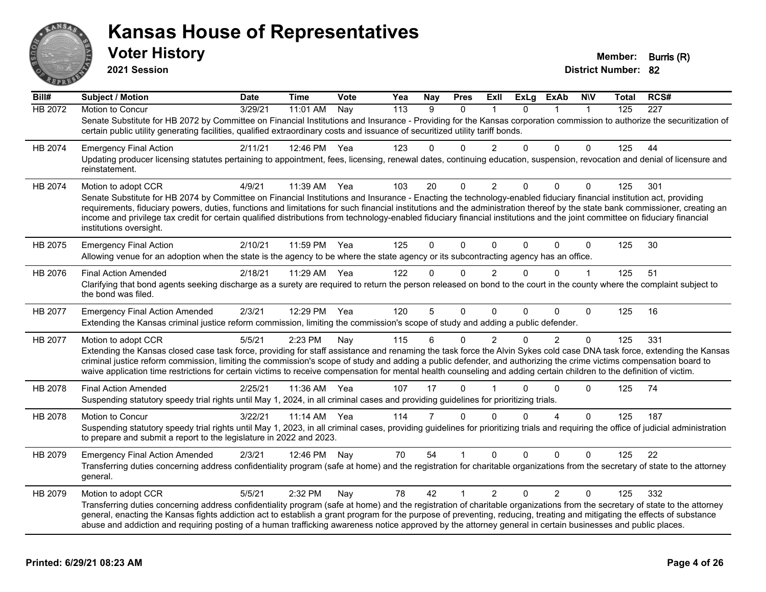# Kansas House of Representatives

## Voter History

**2021 Session**

**Member:** Burris (R)
**District Number:** 82

| Bill# | Subject / Motion | Date | Time | Vote | Yea | Nay | Pres | ExII | ExLg | ExAb | N\V | Total | RCS# |
|---|---|---|---|---|---|---|---|---|---|---|---|---|---|
| HB 2072 | Motion to Concur | 3/29/21 | 11:01 AM | Nay | 113 | 9 | 0 | 1 | 0 | 1 | 1 | 125 | 227 |
| | Senate Substitute for HB 2072 by Committee on Financial Institutions and Insurance - Providing for the Kansas corporation commission to authorize the securitization of certain public utility generating facilities, qualified extraordinary costs and issuance of securitized utility tariff bonds. | | | | | | | | | | | | |
| HB 2074 | Emergency Final Action | 2/11/21 | 12:46 PM | Yea | 123 | 0 | 0 | 2 | 0 | 0 | 0 | 125 | 44 |
| | Updating producer licensing statutes pertaining to appointment, fees, licensing, renewal dates, continuing education, suspension, revocation and denial of licensure and reinstatement. | | | | | | | | | | | | |
| HB 2074 | Motion to adopt CCR | 4/9/21 | 11:39 AM | Yea | 103 | 20 | 0 | 2 | 0 | 0 | 0 | 125 | 301 |
| | Senate Substitute for HB 2074 by Committee on Financial Institutions and Insurance - Enacting the technology-enabled fiduciary financial institution act, providing requirements, fiduciary powers, duties, functions and limitations for such financial institutions and the administration thereof by the state bank commissioner, creating an income and privilege tax credit for certain qualified distributions from technology-enabled fiduciary financial institutions and the joint committee on fiduciary financial institutions oversight. | | | | | | | | | | | | |
| HB 2075 | Emergency Final Action | 2/10/21 | 11:59 PM | Yea | 125 | 0 | 0 | 0 | 0 | 0 | 0 | 125 | 30 |
| | Allowing venue for an adoption when the state is the agency to be where the state agency or its subcontracting agency has an office. | | | | | | | | | | | | |
| HB 2076 | Final Action Amended | 2/18/21 | 11:29 AM | Yea | 122 | 0 | 0 | 2 | 0 | 0 | 1 | 125 | 51 |
| | Clarifying that bond agents seeking discharge as a surety are required to return the person released on bond to the court in the county where the complaint subject to the bond was filed. | | | | | | | | | | | | |
| HB 2077 | Emergency Final Action Amended | 2/3/21 | 12:29 PM | Yea | 120 | 5 | 0 | 0 | 0 | 0 | 0 | 125 | 16 |
| | Extending the Kansas criminal justice reform commission, limiting the commission's scope of study and adding a public defender. | | | | | | | | | | | | |
| HB 2077 | Motion to adopt CCR | 5/5/21 | 2:23 PM | Nay | 115 | 6 | 0 | 2 | 0 | 2 | 0 | 125 | 331 |
| | Extending the Kansas closed case task force, providing for staff assistance and renaming the task force the Alvin Sykes cold case DNA task force, extending the Kansas criminal justice reform commission, limiting the commission's scope of study and adding a public defender, and authorizing the crime victims compensation board to waive application time restrictions for certain victims to receive compensation for mental health counseling and adding certain children to the definition of victim. | | | | | | | | | | | | |
| HB 2078 | Final Action Amended | 2/25/21 | 11:36 AM | Yea | 107 | 17 | 0 | 1 | 0 | 0 | 0 | 125 | 74 |
| | Suspending statutory speedy trial rights until May 1, 2024, in all criminal cases and providing guidelines for prioritizing trials. | | | | | | | | | | | | |
| HB 2078 | Motion to Concur | 3/22/21 | 11:14 AM | Yea | 114 | 7 | 0 | 0 | 0 | 4 | 0 | 125 | 187 |
| | Suspending statutory speedy trial rights until May 1, 2023, in all criminal cases, providing guidelines for prioritizing trials and requiring the office of judicial administration to prepare and submit a report to the legislature in 2022 and 2023. | | | | | | | | | | | | |
| HB 2079 | Emergency Final Action Amended | 2/3/21 | 12:46 PM | Nay | 70 | 54 | 1 | 0 | 0 | 0 | 0 | 125 | 22 |
| | Transferring duties concerning address confidentiality program (safe at home) and the registration for charitable organizations from the secretary of state to the attorney general. | | | | | | | | | | | | |
| HB 2079 | Motion to adopt CCR | 5/5/21 | 2:32 PM | Nay | 78 | 42 | 1 | 2 | 0 | 2 | 0 | 125 | 332 |
| | Transferring duties concerning address confidentiality program (safe at home) and the registration of charitable organizations from the secretary of state to the attorney general, enacting the Kansas fights addiction act to establish a grant program for the purpose of preventing, reducing, treating and mitigating the effects of substance abuse and addiction and requiring posting of a human trafficking awareness notice approved by the attorney general in certain businesses and public places. | | | | | | | | | | | | |

**Printed: 6/29/21 08:23 AM**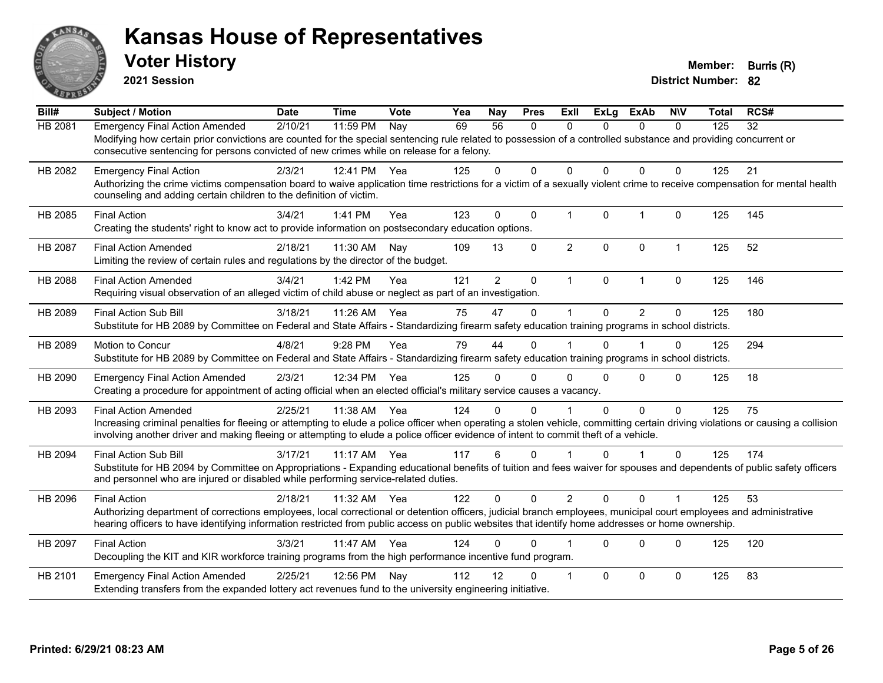# Kansas House of Representatives

## Voter History

**2021 Session**

**Member:** Burris (R)
**District Number:** 82

| Bill# | Subject / Motion | Date | Time | Vote | Yea | Nay | Pres | ExII | ExLg | ExAb | N\V | Total | RCS# |
|---|---|---|---|---|---|---|---|---|---|---|---|---|---|
| HB 2081 | Emergency Final Action Amended | 2/10/21 | 11:59 PM | Nay | 69 | 56 | 0 | 0 | 0 | 0 | 0 | 125 | 32 |
| | Modifying how certain prior convictions are counted for the special sentencing rule related to possession of a controlled substance and providing concurrent or consecutive sentencing for persons convicted of new crimes while on release for a felony. | | | | | | | | | | | | |
| HB 2082 | Emergency Final Action | 2/3/21 | 12:41 PM | Yea | 125 | 0 | 0 | 0 | 0 | 0 | 0 | 125 | 21 |
| | Authorizing the crime victims compensation board to waive application time restrictions for a victim of a sexually violent crime to receive compensation for mental health counseling and adding certain children to the definition of victim. | | | | | | | | | | | | |
| HB 2085 | Final Action | 3/4/21 | 1:41 PM | Yea | 123 | 0 | 0 | 1 | 0 | 1 | 0 | 125 | 145 |
| | Creating the students' right to know act to provide information on postsecondary education options. | | | | | | | | | | | | |
| HB 2087 | Final Action Amended | 2/18/21 | 11:30 AM | Nay | 109 | 13 | 0 | 2 | 0 | 0 | 1 | 125 | 52 |
| | Limiting the review of certain rules and regulations by the director of the budget. | | | | | | | | | | | | |
| HB 2088 | Final Action Amended | 3/4/21 | 1:42 PM | Yea | 121 | 2 | 0 | 1 | 0 | 1 | 0 | 125 | 146 |
| | Requiring visual observation of an alleged victim of child abuse or neglect as part of an investigation. | | | | | | | | | | | | |
| HB 2089 | Final Action Sub Bill | 3/18/21 | 11:26 AM | Yea | 75 | 47 | 0 | 1 | 0 | 2 | 0 | 125 | 180 |
| | Substitute for HB 2089 by Committee on Federal and State Affairs - Standardizing firearm safety education training programs in school districts. | | | | | | | | | | | | |
| HB 2089 | Motion to Concur | 4/8/21 | 9:28 PM | Yea | 79 | 44 | 0 | 1 | 0 | 1 | 0 | 125 | 294 |
| | Substitute for HB 2089 by Committee on Federal and State Affairs - Standardizing firearm safety education training programs in school districts. | | | | | | | | | | | | |
| HB 2090 | Emergency Final Action Amended | 2/3/21 | 12:34 PM | Yea | 125 | 0 | 0 | 0 | 0 | 0 | 0 | 125 | 18 |
| | Creating a procedure for appointment of acting official when an elected official's military service causes a vacancy. | | | | | | | | | | | | |
| HB 2093 | Final Action Amended | 2/25/21 | 11:38 AM | Yea | 124 | 0 | 0 | 1 | 0 | 0 | 0 | 125 | 75 |
| | Increasing criminal penalties for fleeing or attempting to elude a police officer when operating a stolen vehicle, committing certain driving violations or causing a collision involving another driver and making fleeing or attempting to elude a police officer evidence of intent to commit theft of a vehicle. | | | | | | | | | | | | |
| HB 2094 | Final Action Sub Bill | 3/17/21 | 11:17 AM | Yea | 117 | 6 | 0 | 1 | 0 | 1 | 0 | 125 | 174 |
| | Substitute for HB 2094 by Committee on Appropriations - Expanding educational benefits of tuition and fees waiver for spouses and dependents of public safety officers and personnel who are injured or disabled while performing service-related duties. | | | | | | | | | | | | |
| HB 2096 | Final Action | 2/18/21 | 11:32 AM | Yea | 122 | 0 | 0 | 2 | 0 | 0 | 1 | 125 | 53 |
| | Authorizing department of corrections employees, local correctional or detention officers, judicial branch employees, municipal court employees and administrative hearing officers to have identifying information restricted from public access on public websites that identify home addresses or home ownership. | | | | | | | | | | | | |
| HB 2097 | Final Action | 3/3/21 | 11:47 AM | Yea | 124 | 0 | 0 | 1 | 0 | 0 | 0 | 125 | 120 |
| | Decoupling the KIT and KIR workforce training programs from the high performance incentive fund program. | | | | | | | | | | | | |
| HB 2101 | Emergency Final Action Amended | 2/25/21 | 12:56 PM | Nay | 112 | 12 | 0 | 1 | 0 | 0 | 0 | 125 | 83 |
| | Extending transfers from the expanded lottery act revenues fund to the university engineering initiative. | | | | | | | | | | | | |

**Printed: 6/29/21 08:23 AM**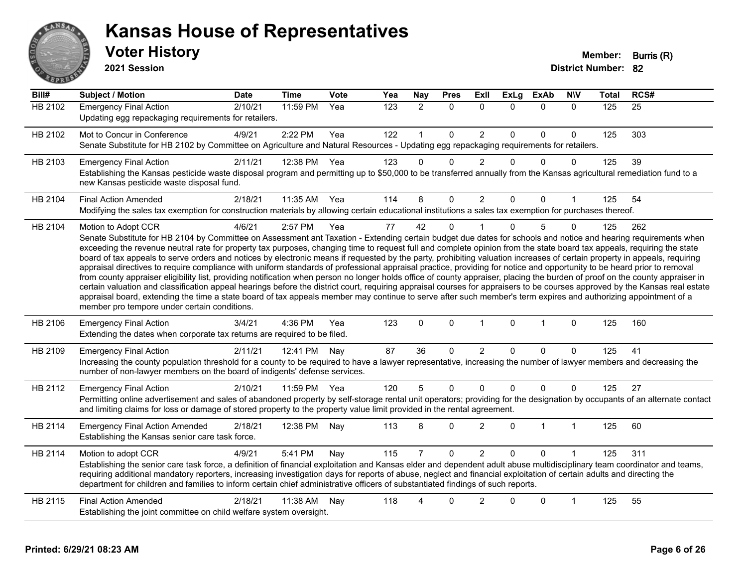# Kansas House of Representatives

## Voter History

**2021 Session**

**Member:** Burris (R)
**District Number:** 82

| Bill# | Subject / Motion | Date | Time | Vote | Yea | Nay | Pres | ExII | ExLg | ExAb | N\V | Total | RCS# |
|---|---|---|---|---|---|---|---|---|---|---|---|---|---|
| HB 2102 | Emergency Final Action | 2/10/21 | 11:59 PM | Yea | 123 | 2 | 0 | 0 | 0 | 0 | 0 | 125 | 25 |
| | Updating egg repackaging requirements for retailers. | | | | | | | | | | | | |
| HB 2102 | Mot to Concur in Conference | 4/9/21 | 2:22 PM | Yea | 122 | 1 | 0 | 2 | 0 | 0 | 0 | 125 | 303 |
| | Senate Substitute for HB 2102 by Committee on Agriculture and Natural Resources - Updating egg repackaging requirements for retailers. | | | | | | | | | | | | |
| HB 2103 | Emergency Final Action | 2/11/21 | 12:38 PM | Yea | 123 | 0 | 0 | 2 | 0 | 0 | 0 | 125 | 39 |
| | Establishing the Kansas pesticide waste disposal program and permitting up to $50,000 to be transferred annually from the Kansas agricultural remediation fund to a new Kansas pesticide waste disposal fund. | | | | | | | | | | | | |
| HB 2104 | Final Action Amended | 2/18/21 | 11:35 AM | Yea | 114 | 8 | 0 | 2 | 0 | 0 | 1 | 125 | 54 |
| | Modifying the sales tax exemption for construction materials by allowing certain educational institutions a sales tax exemption for purchases thereof. | | | | | | | | | | | | |
| HB 2104 | Motion to Adopt CCR | 4/6/21 | 2:57 PM | Yea | 77 | 42 | 0 | 1 | 0 | 5 | 0 | 125 | 262 |
| | Senate Substitute for HB 2104 by Committee on Assessment ant Taxation - Extending certain budget due dates for schools and notice and hearing requirements when exceeding the revenue neutral rate for property tax purposes, changing time to request full and complete opinion from the state board tax appeals, requiring the state board of tax appeals to serve orders and notices by electronic means if requested by the party, prohibiting valuation increases of certain property in appeals, requiring appraisal directives to require compliance with uniform standards of professional appraisal practice, providing for notice and opportunity to be heard prior to removal from county appraiser eligibility list, providing notification when person no longer holds office of county appraiser, placing the burden of proof on the county appraiser in certain valuation and classification appeal hearings before the district court, requiring appraisal courses for appraisers to be courses approved by the Kansas real estate appraisal board, extending the time a state board of tax appeals member may continue to serve after such member's term expires and authorizing appointment of a member pro tempore under certain conditions. | | | | | | | | | | | | |
| HB 2106 | Emergency Final Action | 3/4/21 | 4:36 PM | Yea | 123 | 0 | 0 | 1 | 0 | 1 | 0 | 125 | 160 |
| | Extending the dates when corporate tax returns are required to be filed. | | | | | | | | | | | | |
| HB 2109 | Emergency Final Action | 2/11/21 | 12:41 PM | Nay | 87 | 36 | 0 | 2 | 0 | 0 | 0 | 125 | 41 |
| | Increasing the county population threshold for a county to be required to have a lawyer representative, increasing the number of lawyer members and decreasing the number of non-lawyer members on the board of indigents' defense services. | | | | | | | | | | | | |
| HB 2112 | Emergency Final Action | 2/10/21 | 11:59 PM | Yea | 120 | 5 | 0 | 0 | 0 | 0 | 0 | 125 | 27 |
| | Permitting online advertisement and sales of abandoned property by self-storage rental unit operators; providing for the designation by occupants of an alternate contact and limiting claims for loss or damage of stored property to the property value limit provided in the rental agreement. | | | | | | | | | | | | |
| HB 2114 | Emergency Final Action Amended | 2/18/21 | 12:38 PM | Nay | 113 | 8 | 0 | 2 | 0 | 1 | 1 | 125 | 60 |
| | Establishing the Kansas senior care task force. | | | | | | | | | | | | |
| HB 2114 | Motion to adopt CCR | 4/9/21 | 5:41 PM | Nay | 115 | 7 | 0 | 2 | 0 | 0 | 1 | 125 | 311 |
| | Establishing the senior care task force, a definition of financial exploitation and Kansas elder and dependent adult abuse multidisciplinary team coordinator and teams, requiring additional mandatory reporters, increasing investigation days for reports of abuse, neglect and financial exploitation of certain adults and directing the department for children and families to inform certain chief administrative officers of substantiated findings of such reports. | | | | | | | | | | | | |
| HB 2115 | Final Action Amended | 2/18/21 | 11:38 AM | Nay | 118 | 4 | 0 | 2 | 0 | 0 | 1 | 125 | 55 |
| | Establishing the joint committee on child welfare system oversight. | | | | | | | | | | | | |

**Printed: 6/29/21 08:23 AM**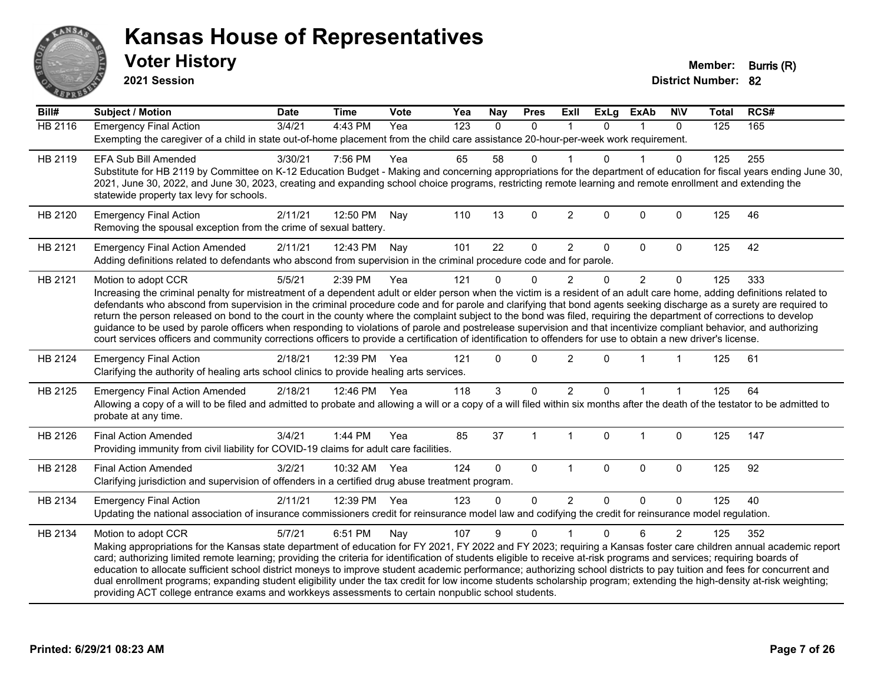# Kansas House of Representatives

## Voter History

**2021 Session**

**Member:** Burris (R)
**District Number:** 82

| Bill# | Subject / Motion | Date | Time | Vote | Yea | Nay | Pres | ExII | ExLg | ExAb | N\V | Total | RCS# |
|---|---|---|---|---|---|---|---|---|---|---|---|---|---|
| HB 2116 | Emergency Final Action | 3/4/21 | 4:43 PM | Yea | 123 | 0 | 0 | 1 | 0 | 1 | 0 | 125 | 165 |
| | Exempting the caregiver of a child in state out-of-home placement from the child care assistance 20-hour-per-week work requirement. | | | | | | | | | | | | |
| HB 2119 | EFA Sub Bill Amended | 3/30/21 | 7:56 PM | Yea | 65 | 58 | 0 | 1 | 0 | 1 | 0 | 125 | 255 |
| | Substitute for HB 2119 by Committee on K-12 Education Budget - Making and concerning appropriations for the department of education for fiscal years ending June 30, 2021, June 30, 2022, and June 30, 2023, creating and expanding school choice programs, restricting remote learning and remote enrollment and extending the statewide property tax levy for schools. | | | | | | | | | | | | |
| HB 2120 | Emergency Final Action | 2/11/21 | 12:50 PM | Nay | 110 | 13 | 0 | 2 | 0 | 0 | 0 | 125 | 46 |
| | Removing the spousal exception from the crime of sexual battery. | | | | | | | | | | | | |
| HB 2121 | Emergency Final Action Amended | 2/11/21 | 12:43 PM | Nay | 101 | 22 | 0 | 2 | 0 | 0 | 0 | 125 | 42 |
| | Adding definitions related to defendants who abscond from supervision in the criminal procedure code and for parole. | | | | | | | | | | | | |
| HB 2121 | Motion to adopt CCR | 5/5/21 | 2:39 PM | Yea | 121 | 0 | 0 | 2 | 0 | 2 | 0 | 125 | 333 |
| | Increasing the criminal penalty for mistreatment of a dependent adult or elder person when the victim is a resident of an adult care home, adding definitions related to defendants who abscond from supervision in the criminal procedure code and for parole and clarifying that bond agents seeking discharge as a surety are required to return the person released on bond to the court in the county where the complaint subject to the bond was filed, requiring the department of corrections to develop guidance to be used by parole officers when responding to violations of parole and postrelease supervision and that incentivize compliant behavior, and authorizing court services officers and community corrections officers to provide a certification of identification to offenders for use to obtain a new driver's license. | | | | | | | | | | | | |
| HB 2124 | Emergency Final Action | 2/18/21 | 12:39 PM | Yea | 121 | 0 | 0 | 2 | 0 | 1 | 1 | 125 | 61 |
| | Clarifying the authority of healing arts school clinics to provide healing arts services. | | | | | | | | | | | | |
| HB 2125 | Emergency Final Action Amended | 2/18/21 | 12:46 PM | Yea | 118 | 3 | 0 | 2 | 0 | 1 | 1 | 125 | 64 |
| | Allowing a copy of a will to be filed and admitted to probate and allowing a will or a copy of a will filed within six months after the death of the testator to be admitted to probate at any time. | | | | | | | | | | | | |
| HB 2126 | Final Action Amended | 3/4/21 | 1:44 PM | Yea | 85 | 37 | 1 | 1 | 0 | 1 | 0 | 125 | 147 |
| | Providing immunity from civil liability for COVID-19 claims for adult care facilities. | | | | | | | | | | | | |
| HB 2128 | Final Action Amended | 3/2/21 | 10:32 AM | Yea | 124 | 0 | 0 | 1 | 0 | 0 | 0 | 125 | 92 |
| | Clarifying jurisdiction and supervision of offenders in a certified drug abuse treatment program. | | | | | | | | | | | | |
| HB 2134 | Emergency Final Action | 2/11/21 | 12:39 PM | Yea | 123 | 0 | 0 | 2 | 0 | 0 | 0 | 125 | 40 |
| | Updating the national association of insurance commissioners credit for reinsurance model law and codifying the credit for reinsurance model regulation. | | | | | | | | | | | | |
| HB 2134 | Motion to adopt CCR | 5/7/21 | 6:51 PM | Nay | 107 | 9 | 0 | 1 | 0 | 6 | 2 | 125 | 352 |
| | Making appropriations for the Kansas state department of education for FY 2021, FY 2022 and FY 2023; requiring a Kansas foster care children annual academic report card; authorizing limited remote learning; providing the criteria for identification of students eligible to receive at-risk programs and services; requiring boards of education to allocate sufficient school district moneys to improve student academic performance; authorizing school districts to pay tuition and fees for concurrent and dual enrollment programs; expanding student eligibility under the tax credit for low income students scholarship program; extending the high-density at-risk weighting; providing ACT college entrance exams and workkeys assessments to certain nonpublic school students. | | | | | | | | | | | | |

Printed: 6/29/21 08:23 AM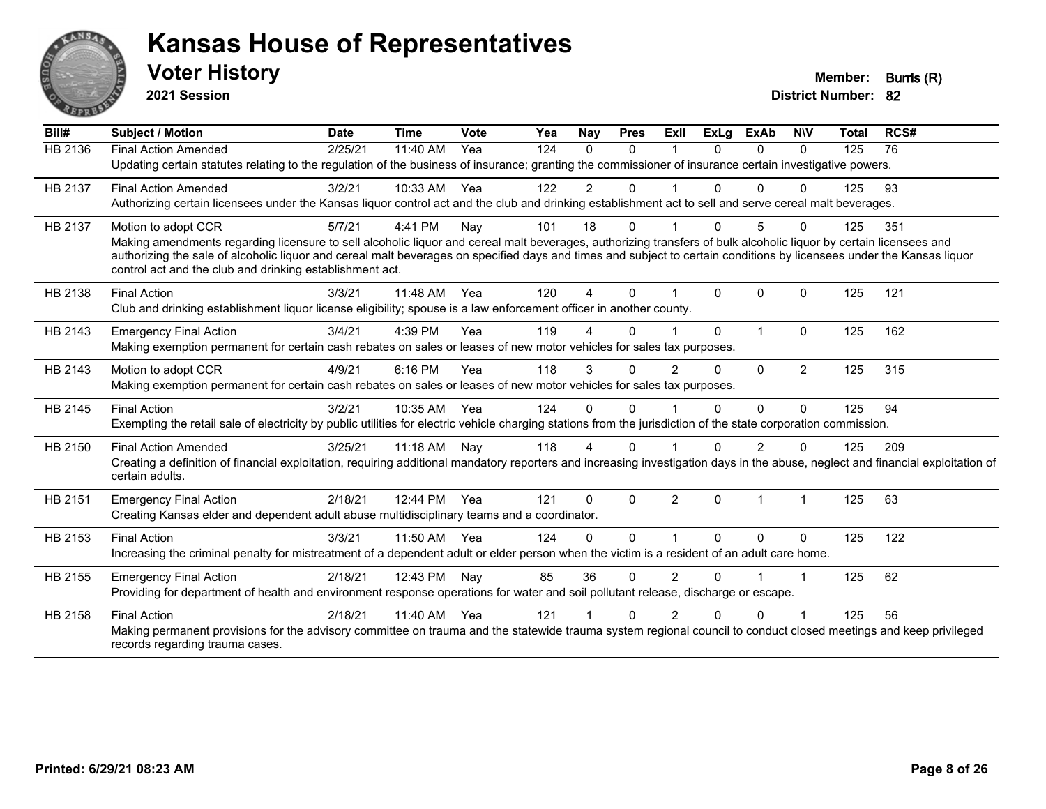# Kansas House of Representatives

## Voter History

**2021 Session**

**Member:** Burris (R)
**District Number:** 82

| Bill# | Subject / Motion | Date | Time | Vote | Yea | Nay | Pres | ExII | ExLg | ExAb | N\V | Total | RCS# |
|---|---|---|---|---|---|---|---|---|---|---|---|---|---|
| HB 2136 | Final Action Amended | 2/25/21 | 11:40 AM | Yea | 124 | 0 | 0 | 1 | 0 | 0 | 0 | 125 | 76 |
| | Updating certain statutes relating to the regulation of the business of insurance; granting the commissioner of insurance certain investigative powers. | | | | | | | | | | | | |
| HB 2137 | Final Action Amended | 3/2/21 | 10:33 AM | Yea | 122 | 2 | 0 | 1 | 0 | 0 | 0 | 125 | 93 |
| | Authorizing certain licensees under the Kansas liquor control act and the club and drinking establishment act to sell and serve cereal malt beverages. | | | | | | | | | | | | |
| HB 2137 | Motion to adopt CCR | 5/7/21 | 4:41 PM | Nay | 101 | 18 | 0 | 1 | 0 | 5 | 0 | 125 | 351 |
| | Making amendments regarding licensure to sell alcoholic liquor and cereal malt beverages, authorizing transfers of bulk alcoholic liquor by certain licensees and authorizing the sale of alcoholic liquor and cereal malt beverages on specified days and times and subject to certain conditions by licensees under the Kansas liquor control act and the club and drinking establishment act. | | | | | | | | | | | | |
| HB 2138 | Final Action | 3/3/21 | 11:48 AM | Yea | 120 | 4 | 0 | 1 | 0 | 0 | 0 | 125 | 121 |
| | Club and drinking establishment liquor license eligibility; spouse is a law enforcement officer in another county. | | | | | | | | | | | | |
| HB 2143 | Emergency Final Action | 3/4/21 | 4:39 PM | Yea | 119 | 4 | 0 | 1 | 0 | 1 | 0 | 125 | 162 |
| | Making exemption permanent for certain cash rebates on sales or leases of new motor vehicles for sales tax purposes. | | | | | | | | | | | | |
| HB 2143 | Motion to adopt CCR | 4/9/21 | 6:16 PM | Yea | 118 | 3 | 0 | 2 | 0 | 0 | 2 | 125 | 315 |
| | Making exemption permanent for certain cash rebates on sales or leases of new motor vehicles for sales tax purposes. | | | | | | | | | | | | |
| HB 2145 | Final Action | 3/2/21 | 10:35 AM | Yea | 124 | 0 | 0 | 1 | 0 | 0 | 0 | 125 | 94 |
| | Exempting the retail sale of electricity by public utilities for electric vehicle charging stations from the jurisdiction of the state corporation commission. | | | | | | | | | | | | |
| HB 2150 | Final Action Amended | 3/25/21 | 11:18 AM | Nay | 118 | 4 | 0 | 1 | 0 | 2 | 0 | 125 | 209 |
| | Creating a definition of financial exploitation, requiring additional mandatory reporters and increasing investigation days in the abuse, neglect and financial exploitation of certain adults. | | | | | | | | | | | | |
| HB 2151 | Emergency Final Action | 2/18/21 | 12:44 PM | Yea | 121 | 0 | 0 | 2 | 0 | 1 | 1 | 125 | 63 |
| | Creating Kansas elder and dependent adult abuse multidisciplinary teams and a coordinator. | | | | | | | | | | | | |
| HB 2153 | Final Action | 3/3/21 | 11:50 AM | Yea | 124 | 0 | 0 | 1 | 0 | 0 | 0 | 125 | 122 |
| | Increasing the criminal penalty for mistreatment of a dependent adult or elder person when the victim is a resident of an adult care home. | | | | | | | | | | | | |
| HB 2155 | Emergency Final Action | 2/18/21 | 12:43 PM | Nay | 85 | 36 | 0 | 2 | 0 | 1 | 1 | 125 | 62 |
| | Providing for department of health and environment response operations for water and soil pollutant release, discharge or escape. | | | | | | | | | | | | |
| HB 2158 | Final Action | 2/18/21 | 11:40 AM | Yea | 121 | 1 | 0 | 2 | 0 | 0 | 1 | 125 | 56 |
| | Making permanent provisions for the advisory committee on trauma and the statewide trauma system regional council to conduct closed meetings and keep privileged records regarding trauma cases. | | | | | | | | | | | | |

**Printed: 6/29/21 08:23 AM**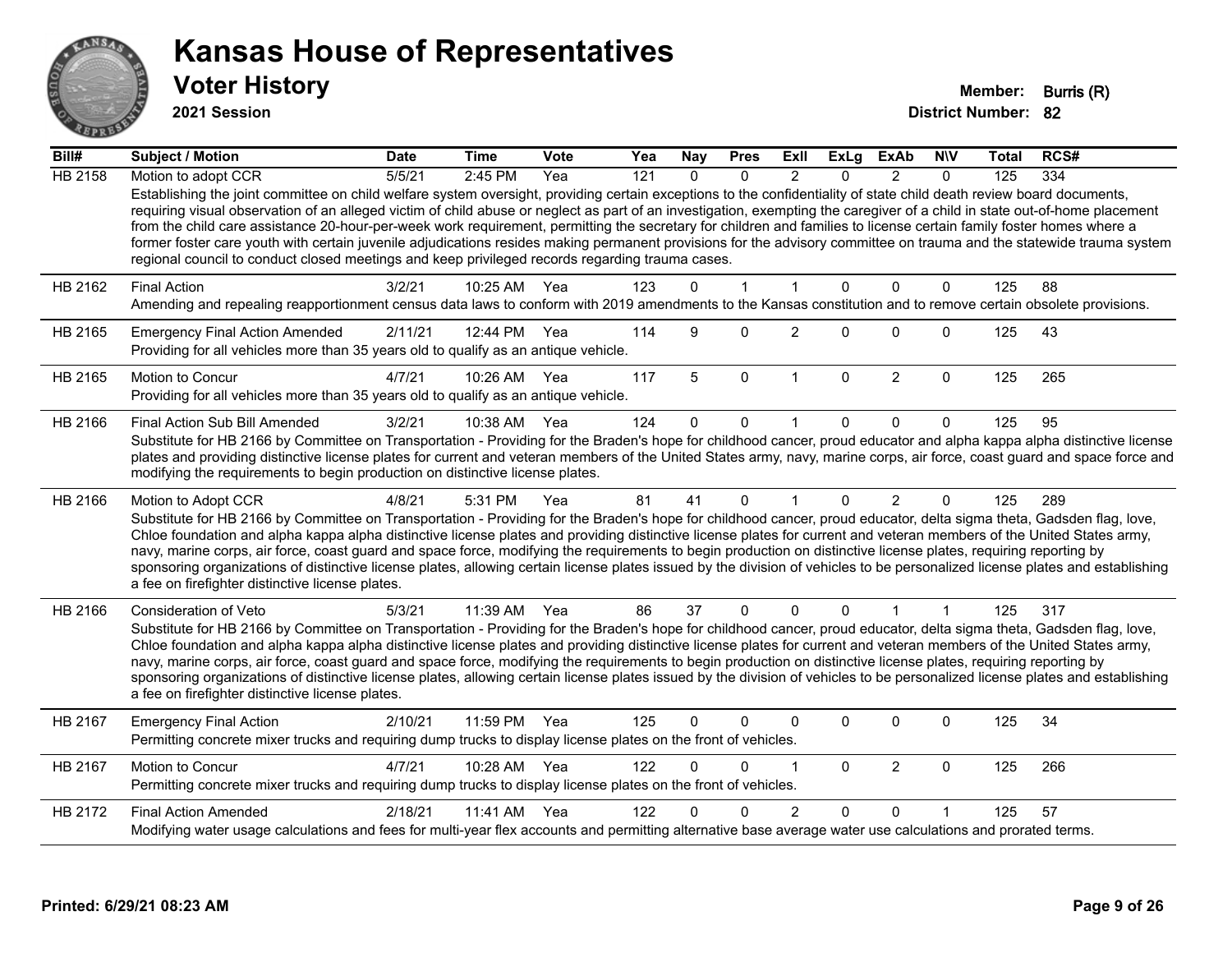# Kansas House of Representatives

## Voter History

**2021 Session**

**Member:** Burris (R)
**District Number:** 82

| Bill# | Subject / Motion | Date | Time | Vote | Yea | Nay | Pres | ExII | ExLg | ExAb | N\V | Total | RCS# |
|---|---|---|---|---|---|---|---|---|---|---|---|---|---|
| HB 2158 | Motion to adopt CCR | 5/5/21 | 2:45 PM | Yea | 121 | 0 | 0 | 2 | 0 | 2 | 0 | 125 | 334 |
| | Establishing the joint committee on child welfare system oversight, providing certain exceptions to the confidentiality of state child death review board documents, requiring visual observation of an alleged victim of child abuse or neglect as part of an investigation, exempting the caregiver of a child in state out-of-home placement from the child care assistance 20-hour-per-week work requirement, permitting the secretary for children and families to license certain family foster homes where a former foster care youth with certain juvenile adjudications resides making permanent provisions for the advisory committee on trauma and the statewide trauma system regional council to conduct closed meetings and keep privileged records regarding trauma cases. | | | | | | | | | | | | |
| HB 2162 | Final Action | 3/2/21 | 10:25 AM | Yea | 123 | 0 | 1 | 1 | 0 | 0 | 0 | 125 | 88 |
| | Amending and repealing reapportionment census data laws to conform with 2019 amendments to the Kansas constitution and to remove certain obsolete provisions. | | | | | | | | | | | | |
| HB 2165 | Emergency Final Action Amended | 2/11/21 | 12:44 PM | Yea | 114 | 9 | 0 | 2 | 0 | 0 | 0 | 125 | 43 |
| | Providing for all vehicles more than 35 years old to qualify as an antique vehicle. | | | | | | | | | | | | |
| HB 2165 | Motion to Concur | 4/7/21 | 10:26 AM | Yea | 117 | 5 | 0 | 1 | 0 | 2 | 0 | 125 | 265 |
| | Providing for all vehicles more than 35 years old to qualify as an antique vehicle. | | | | | | | | | | | | |
| HB 2166 | Final Action Sub Bill Amended | 3/2/21 | 10:38 AM | Yea | 124 | 0 | 0 | 1 | 0 | 0 | 0 | 125 | 95 |
| | Substitute for HB 2166 by Committee on Transportation - Providing for the Braden's hope for childhood cancer, proud educator and alpha kappa alpha distinctive license plates and providing distinctive license plates for current and veteran members of the United States army, navy, marine corps, air force, coast guard and space force and modifying the requirements to begin production on distinctive license plates. | | | | | | | | | | | | |
| HB 2166 | Motion to Adopt CCR | 4/8/21 | 5:31 PM | Yea | 81 | 41 | 0 | 1 | 0 | 2 | 0 | 125 | 289 |
| | Substitute for HB 2166 by Committee on Transportation - Providing for the Braden's hope for childhood cancer, proud educator, delta sigma theta, Gadsden flag, love, Chloe foundation and alpha kappa alpha distinctive license plates and providing distinctive license plates for current and veteran members of the United States army, navy, marine corps, air force, coast guard and space force, modifying the requirements to begin production on distinctive license plates, requiring reporting by sponsoring organizations of distinctive license plates, allowing certain license plates issued by the division of vehicles to be personalized license plates and establishing a fee on firefighter distinctive license plates. | | | | | | | | | | | | |
| HB 2166 | Consideration of Veto | 5/3/21 | 11:39 AM | Yea | 86 | 37 | 0 | 0 | 0 | 1 | 1 | 125 | 317 |
| | Substitute for HB 2166 by Committee on Transportation - Providing for the Braden's hope for childhood cancer, proud educator, delta sigma theta, Gadsden flag, love, Chloe foundation and alpha kappa alpha distinctive license plates and providing distinctive license plates for current and veteran members of the United States army, navy, marine corps, air force, coast guard and space force, modifying the requirements to begin production on distinctive license plates, requiring reporting by sponsoring organizations of distinctive license plates, allowing certain license plates issued by the division of vehicles to be personalized license plates and establishing a fee on firefighter distinctive license plates. | | | | | | | | | | | | |
| HB 2167 | Emergency Final Action | 2/10/21 | 11:59 PM | Yea | 125 | 0 | 0 | 0 | 0 | 0 | 0 | 125 | 34 |
| | Permitting concrete mixer trucks and requiring dump trucks to display license plates on the front of vehicles. | | | | | | | | | | | | |
| HB 2167 | Motion to Concur | 4/7/21 | 10:28 AM | Yea | 122 | 0 | 0 | 1 | 0 | 2 | 0 | 125 | 266 |
| | Permitting concrete mixer trucks and requiring dump trucks to display license plates on the front of vehicles. | | | | | | | | | | | | |
| HB 2172 | Final Action Amended | 2/18/21 | 11:41 AM | Yea | 122 | 0 | 0 | 2 | 0 | 0 | 1 | 125 | 57 |
| | Modifying water usage calculations and fees for multi-year flex accounts and permitting alternative base average water use calculations and prorated terms. | | | | | | | | | | | | |

Printed: 6/29/21 08:23 AM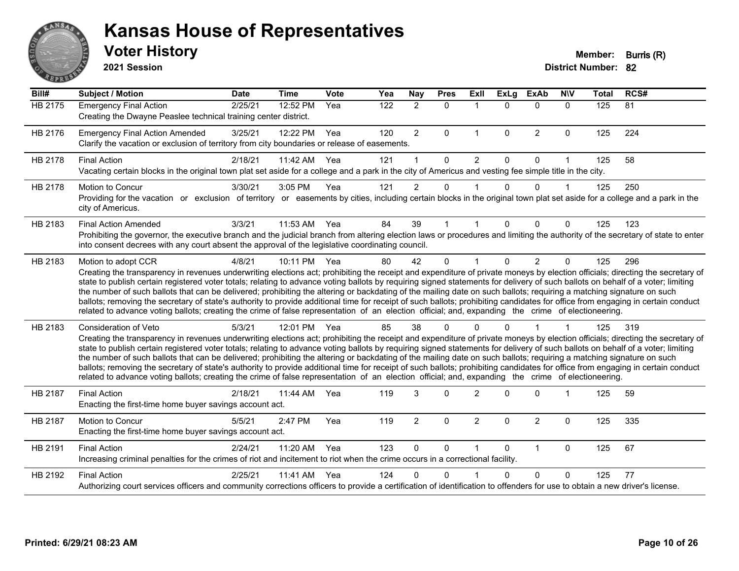# Kansas House of Representatives

## Voter History

**2021 Session**

**Member:** Burris (R)
**District Number:** 82

| Bill# | Subject / Motion | Date | Time | Vote | Yea | Nay | Pres | ExII | ExLg | ExAb | N\V | Total | RCS# |
|---|---|---|---|---|---|---|---|---|---|---|---|---|---|
| HB 2175 | Emergency Final Action | 2/25/21 | 12:52 PM | Yea | 122 | 2 | 0 | 1 | 0 | 0 | 0 | 125 | 81 |
| | Creating the Dwayne Peaslee technical training center district. | | | | | | | | | | | | |
| HB 2176 | Emergency Final Action Amended | 3/25/21 | 12:22 PM | Yea | 120 | 2 | 0 | 1 | 0 | 2 | 0 | 125 | 224 |
| | Clarify the vacation or exclusion of territory from city boundaries or release of easements. | | | | | | | | | | | | |
| HB 2178 | Final Action | 2/18/21 | 11:42 AM | Yea | 121 | 1 | 0 | 2 | 0 | 0 | 1 | 125 | 58 |
| | Vacating certain blocks in the original town plat set aside for a college and a park in the city of Americus and vesting fee simple title in the city. | | | | | | | | | | | | |
| HB 2178 | Motion to Concur | 3/30/21 | 3:05 PM | Yea | 121 | 2 | 0 | 1 | 0 | 0 | 1 | 125 | 250 |
| | Providing for the vacation or exclusion of territory or easements by cities, including certain blocks in the original town plat set aside for a college and a park in the city of Americus. | | | | | | | | | | | | |
| HB 2183 | Final Action Amended | 3/3/21 | 11:53 AM | Yea | 84 | 39 | 1 | 1 | 0 | 0 | 0 | 125 | 123 |
| | Prohibiting the governor, the executive branch and the judicial branch from altering election laws or procedures and limiting the authority of the secretary of state to enter into consent decrees with any court absent the approval of the legislative coordinating council. | | | | | | | | | | | | |
| HB 2183 | Motion to adopt CCR | 4/8/21 | 10:11 PM | Yea | 80 | 42 | 0 | 1 | 0 | 2 | 0 | 125 | 296 |
| | Creating the transparency in revenues underwriting elections act; prohibiting the receipt and expenditure of private moneys by election officials; directing the secretary of state to publish certain registered voter totals; relating to advance voting ballots by requiring signed statements for delivery of such ballots on behalf of a voter; limiting the number of such ballots that can be delivered; prohibiting the altering or backdating of the mailing date on such ballots; requiring a matching signature on such ballots; removing the secretary of state's authority to provide additional time for receipt of such ballots; prohibiting candidates for office from engaging in certain conduct related to advance voting ballots; creating the crime of false representation of an election official; and, expanding the crime of electioneering. | | | | | | | | | | | | |
| HB 2183 | Consideration of Veto | 5/3/21 | 12:01 PM | Yea | 85 | 38 | 0 | 0 | 0 | 1 | 1 | 125 | 319 |
| | Creating the transparency in revenues underwriting elections act; prohibiting the receipt and expenditure of private moneys by election officials; directing the secretary of state to publish certain registered voter totals; relating to advance voting ballots by requiring signed statements for delivery of such ballots on behalf of a voter; limiting the number of such ballots that can be delivered; prohibiting the altering or backdating of the mailing date on such ballots; requiring a matching signature on such ballots; removing the secretary of state's authority to provide additional time for receipt of such ballots; prohibiting candidates for office from engaging in certain conduct related to advance voting ballots; creating the crime of false representation of an election official; and, expanding the crime of electioneering. | | | | | | | | | | | | |
| HB 2187 | Final Action | 2/18/21 | 11:44 AM | Yea | 119 | 3 | 0 | 2 | 0 | 0 | 1 | 125 | 59 |
| | Enacting the first-time home buyer savings account act. | | | | | | | | | | | | |
| HB 2187 | Motion to Concur | 5/5/21 | 2:47 PM | Yea | 119 | 2 | 0 | 2 | 0 | 2 | 0 | 125 | 335 |
| | Enacting the first-time home buyer savings account act. | | | | | | | | | | | | |
| HB 2191 | Final Action | 2/24/21 | 11:20 AM | Yea | 123 | 0 | 0 | 1 | 0 | 1 | 0 | 125 | 67 |
| | Increasing criminal penalties for the crimes of riot and incitement to riot when the crime occurs in a correctional facility. | | | | | | | | | | | | |
| HB 2192 | Final Action | 2/25/21 | 11:41 AM | Yea | 124 | 0 | 0 | 1 | 0 | 0 | 0 | 125 | 77 |
| | Authorizing court services officers and community corrections officers to provide a certification of identification to offenders for use to obtain a new driver's license. | | | | | | | | | | | | |

**Printed: 6/29/21 08:23 AM**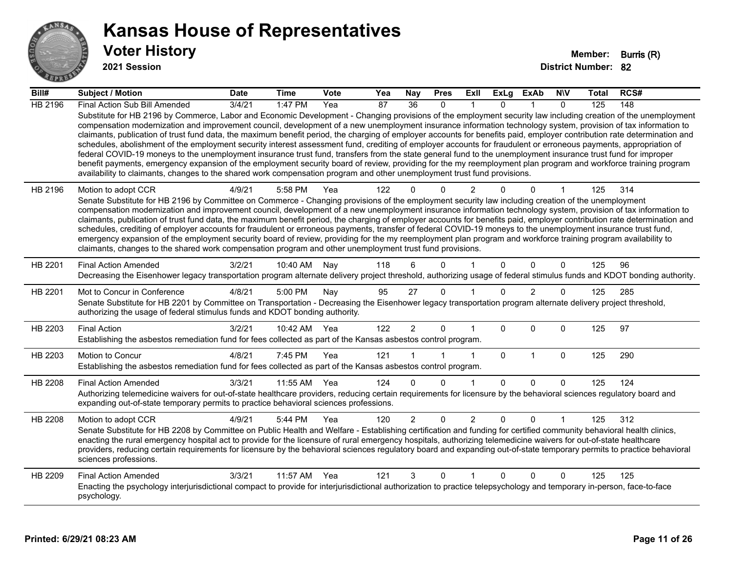# Kansas House of Representatives

## Voter History

**2021 Session**

**Member:** Burris (R)

**District Number:** 82

| Bill# | Subject / Motion | Date | Time | Vote | Yea | Nay | Pres | ExII | ExLg | ExAb | N\V | Total | RCS# |
|---|---|---|---|---|---|---|---|---|---|---|---|---|---|
| HB 2196 | Final Action Sub Bill Amended | 3/4/21 | 1:47 PM | Yea | 87 | 36 | 0 | 1 | 0 | 1 | 0 | 125 | 148 |
| | Substitute for HB 2196 by Commerce, Labor and Economic Development - Changing provisions of the employment security law including creation of the unemployment compensation modernization and improvement council, development of a new unemployment insurance information technology system, provision of tax information to claimants, publication of trust fund data, the maximum benefit period, the charging of employer accounts for benefits paid, employer contribution rate determination and schedules, abolishment of the employment security interest assessment fund, crediting of employer accounts for fraudulent or erroneous payments, appropriation of federal COVID-19 moneys to the unemployment insurance trust fund, transfers from the state general fund to the unemployment insurance trust fund for improper benefit payments, emergency expansion of the employment security board of review, providing for the my reemployment plan program and workforce training program availability to claimants, changes to the shared work compensation program and other unemployment trust fund provisions. | | | | | | | | | | | | |
| HB 2196 | Motion to adopt CCR | 4/9/21 | 5:58 PM | Yea | 122 | 0 | 0 | 2 | 0 | 0 | 1 | 125 | 314 |
| | Senate Substitute for HB 2196 by Committee on Commerce - Changing provisions of the employment security law including creation of the unemployment compensation modernization and improvement council, development of a new unemployment insurance information technology system, provision of tax information to claimants, publication of trust fund data, the maximum benefit period, the charging of employer accounts for benefits paid, employer contribution rate determination and schedules, crediting of employer accounts for fraudulent or erroneous payments, transfer of federal COVID-19 moneys to the unemployment insurance trust fund, emergency expansion of the employment security board of review, providing for the my reemployment plan program and workforce training program availability to claimants, changes to the shared work compensation program and other unemployment trust fund provisions. | | | | | | | | | | | | |
| HB 2201 | Final Action Amended | 3/2/21 | 10:40 AM | Nay | 118 | 6 | 0 | 1 | 0 | 0 | 0 | 125 | 96 |
| | Decreasing the Eisenhower legacy transportation program alternate delivery project threshold, authorizing usage of federal stimulus funds and KDOT bonding authority. | | | | | | | | | | | | |
| HB 2201 | Mot to Concur in Conference | 4/8/21 | 5:00 PM | Nay | 95 | 27 | 0 | 1 | 0 | 2 | 0 | 125 | 285 |
| | Senate Substitute for HB 2201 by Committee on Transportation - Decreasing the Eisenhower legacy transportation program alternate delivery project threshold, authorizing the usage of federal stimulus funds and KDOT bonding authority. | | | | | | | | | | | | |
| HB 2203 | Final Action | 3/2/21 | 10:42 AM | Yea | 122 | 2 | 0 | 1 | 0 | 0 | 0 | 125 | 97 |
| | Establishing the asbestos remediation fund for fees collected as part of the Kansas asbestos control program. | | | | | | | | | | | | |
| HB 2203 | Motion to Concur | 4/8/21 | 7:45 PM | Yea | 121 | 1 | 1 | 1 | 0 | 1 | 0 | 125 | 290 |
| | Establishing the asbestos remediation fund for fees collected as part of the Kansas asbestos control program. | | | | | | | | | | | | |
| HB 2208 | Final Action Amended | 3/3/21 | 11:55 AM | Yea | 124 | 0 | 0 | 1 | 0 | 0 | 0 | 125 | 124 |
| | Authorizing telemedicine waivers for out-of-state healthcare providers, reducing certain requirements for licensure by the behavioral sciences regulatory board and expanding out-of-state temporary permits to practice behavioral sciences professions. | | | | | | | | | | | | |
| HB 2208 | Motion to adopt CCR | 4/9/21 | 5:44 PM | Yea | 120 | 2 | 0 | 2 | 0 | 0 | 1 | 125 | 312 |
| | Senate Substitute for HB 2208 by Committee on Public Health and Welfare - Establishing certification and funding for certified community behavioral health clinics, enacting the rural emergency hospital act to provide for the licensure of rural emergency hospitals, authorizing telemedicine waivers for out-of-state healthcare providers, reducing certain requirements for licensure by the behavioral sciences regulatory board and expanding out-of-state temporary permits to practice behavioral sciences professions. | | | | | | | | | | | | |
| HB 2209 | Final Action Amended | 3/3/21 | 11:57 AM | Yea | 121 | 3 | 0 | 1 | 0 | 0 | 0 | 125 | 125 |
| | Enacting the psychology interjurisdictional compact to provide for interjurisdictional authorization to practice telepsychology and temporary in-person, face-to-face psychology. | | | | | | | | | | | | |

Printed: 6/29/21 08:23 AM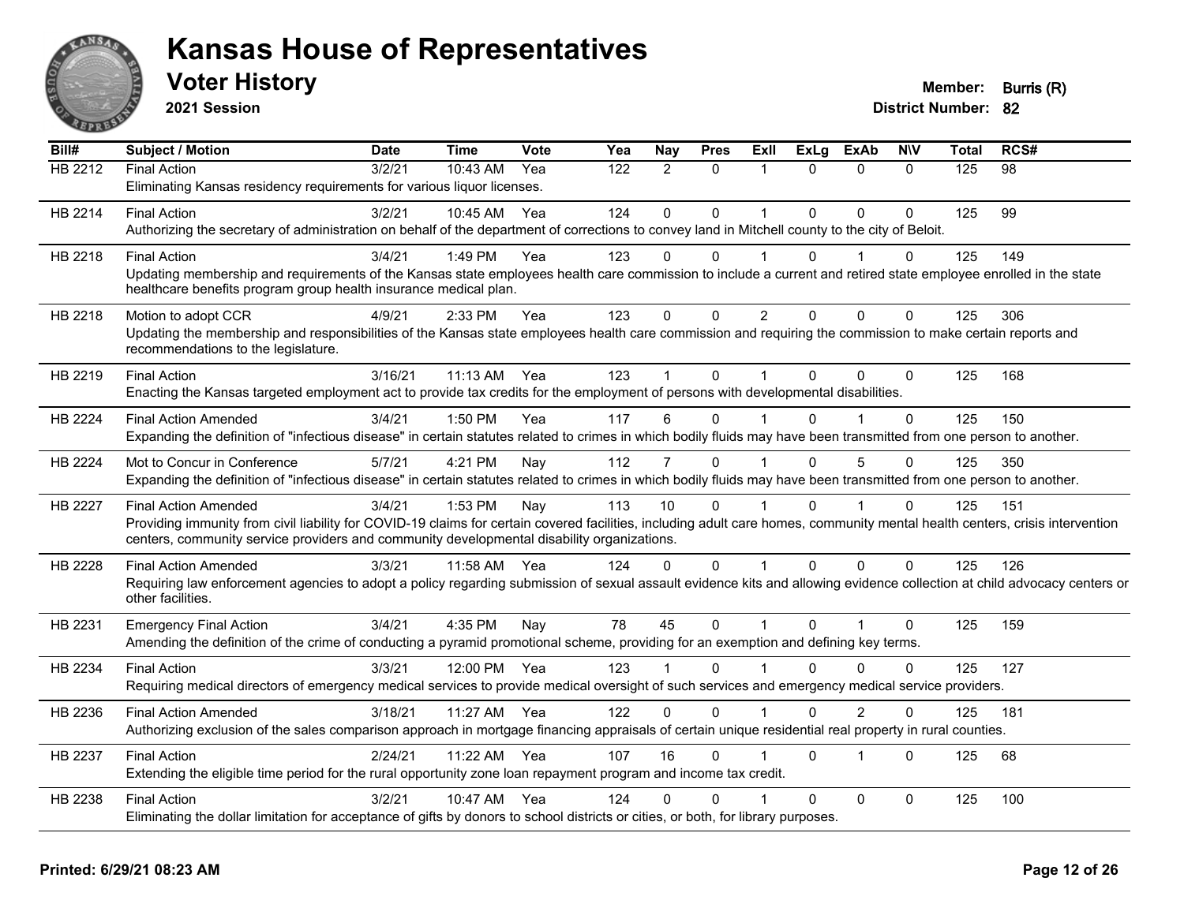# Kansas House of Representatives

## Voter History

**2021 Session**

**Member:** Burris (R)
**District Number:** 82

| Bill# | Subject / Motion | Date | Time | Vote | Yea | Nay | Pres | ExII | ExLg | ExAb | N\V | Total | RCS# |
|---|---|---|---|---|---|---|---|---|---|---|---|---|---|
| HB 2212 | Final Action | 3/2/21 | 10:43 AM | Yea | 122 | 2 | 0 | 1 | 0 | 0 | 0 | 125 | 98 |
| | Eliminating Kansas residency requirements for various liquor licenses. | | | | | | | | | | | | |
| HB 2214 | Final Action | 3/2/21 | 10:45 AM | Yea | 124 | 0 | 0 | 1 | 0 | 0 | 0 | 125 | 99 |
| | Authorizing the secretary of administration on behalf of the department of corrections to convey land in Mitchell county to the city of Beloit. | | | | | | | | | | | | |
| HB 2218 | Final Action | 3/4/21 | 1:49 PM | Yea | 123 | 0 | 0 | 1 | 0 | 1 | 0 | 125 | 149 |
| | Updating membership and requirements of the Kansas state employees health care commission to include a current and retired state employee enrolled in the state healthcare benefits program group health insurance medical plan. | | | | | | | | | | | | |
| HB 2218 | Motion to adopt CCR | 4/9/21 | 2:33 PM | Yea | 123 | 0 | 0 | 2 | 0 | 0 | 0 | 125 | 306 |
| | Updating the membership and responsibilities of the Kansas state employees health care commission and requiring the commission to make certain reports and recommendations to the legislature. | | | | | | | | | | | | |
| HB 2219 | Final Action | 3/16/21 | 11:13 AM | Yea | 123 | 1 | 0 | 1 | 0 | 0 | 0 | 125 | 168 |
| | Enacting the Kansas targeted employment act to provide tax credits for the employment of persons with developmental disabilities. | | | | | | | | | | | | |
| HB 2224 | Final Action Amended | 3/4/21 | 1:50 PM | Yea | 117 | 6 | 0 | 1 | 0 | 1 | 0 | 125 | 150 |
| | Expanding the definition of "infectious disease" in certain statutes related to crimes in which bodily fluids may have been transmitted from one person to another. | | | | | | | | | | | | |
| HB 2224 | Mot to Concur in Conference | 5/7/21 | 4:21 PM | Nay | 112 | 7 | 0 | 1 | 0 | 5 | 0 | 125 | 350 |
| | Expanding the definition of "infectious disease" in certain statutes related to crimes in which bodily fluids may have been transmitted from one person to another. | | | | | | | | | | | | |
| HB 2227 | Final Action Amended | 3/4/21 | 1:53 PM | Nay | 113 | 10 | 0 | 1 | 0 | 1 | 0 | 125 | 151 |
| | Providing immunity from civil liability for COVID-19 claims for certain covered facilities, including adult care homes, community mental health centers, crisis intervention centers, community service providers and community developmental disability organizations. | | | | | | | | | | | | |
| HB 2228 | Final Action Amended | 3/3/21 | 11:58 AM | Yea | 124 | 0 | 0 | 1 | 0 | 0 | 0 | 125 | 126 |
| | Requiring law enforcement agencies to adopt a policy regarding submission of sexual assault evidence kits and allowing evidence collection at child advocacy centers or other facilities. | | | | | | | | | | | | |
| HB 2231 | Emergency Final Action | 3/4/21 | 4:35 PM | Nay | 78 | 45 | 0 | 1 | 0 | 1 | 0 | 125 | 159 |
| | Amending the definition of the crime of conducting a pyramid promotional scheme, providing for an exemption and defining key terms. | | | | | | | | | | | | |
| HB 2234 | Final Action | 3/3/21 | 12:00 PM | Yea | 123 | 1 | 0 | 1 | 0 | 0 | 0 | 125 | 127 |
| | Requiring medical directors of emergency medical services to provide medical oversight of such services and emergency medical service providers. | | | | | | | | | | | | |
| HB 2236 | Final Action Amended | 3/18/21 | 11:27 AM | Yea | 122 | 0 | 0 | 1 | 0 | 2 | 0 | 125 | 181 |
| | Authorizing exclusion of the sales comparison approach in mortgage financing appraisals of certain unique residential real property in rural counties. | | | | | | | | | | | | |
| HB 2237 | Final Action | 2/24/21 | 11:22 AM | Yea | 107 | 16 | 0 | 1 | 0 | 1 | 0 | 125 | 68 |
| | Extending the eligible time period for the rural opportunity zone loan repayment program and income tax credit. | | | | | | | | | | | | |
| HB 2238 | Final Action | 3/2/21 | 10:47 AM | Yea | 124 | 0 | 0 | 1 | 0 | 0 | 0 | 125 | 100 |
| | Eliminating the dollar limitation for acceptance of gifts by donors to school districts or cities, or both, for library purposes. | | | | | | | | | | | | |

**Printed: 6/29/21 08:23 AM**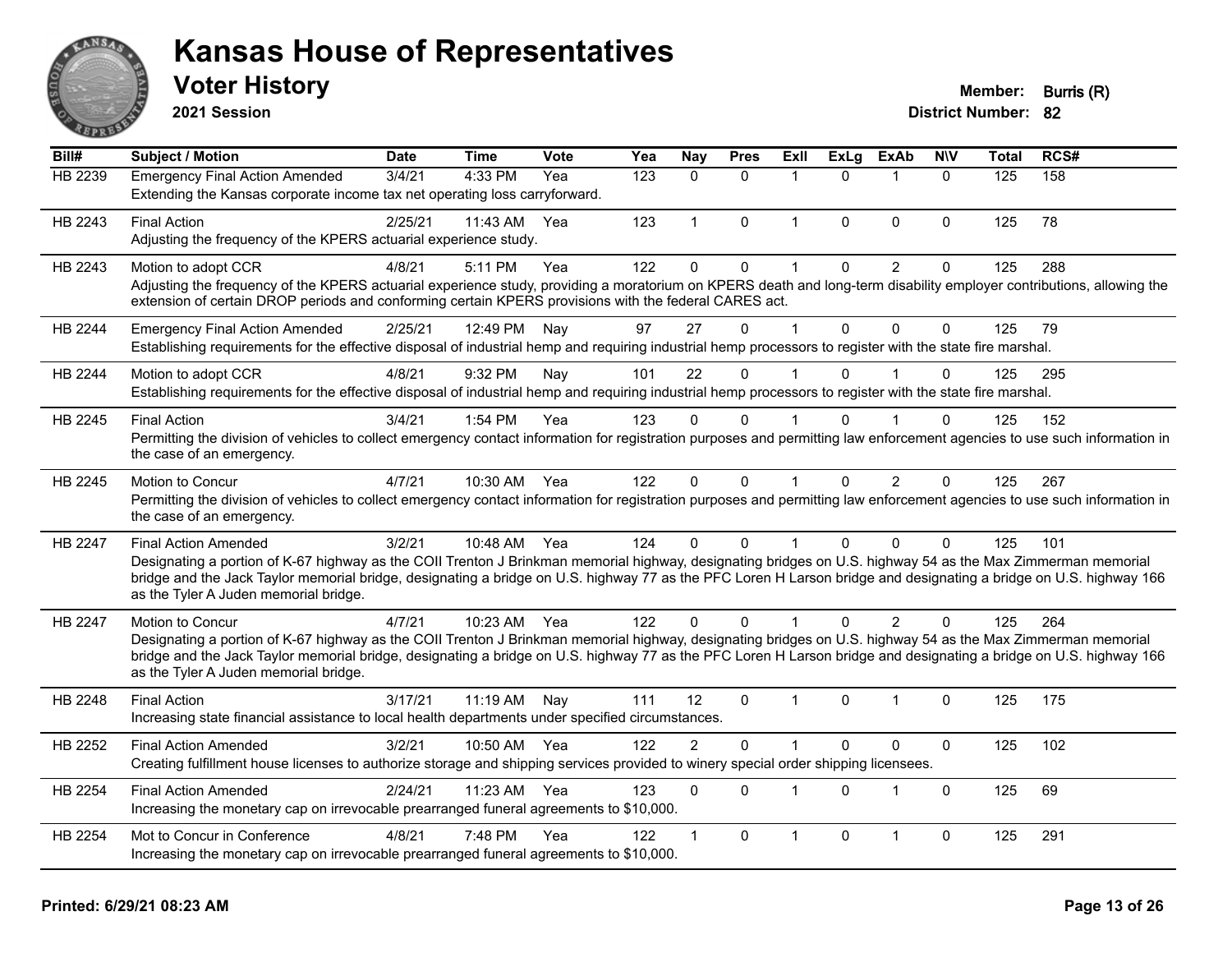# Kansas House of Representatives

## Voter History

**2021 Session**

**Member:** Burris (R)
**District Number:** 82

| Bill# | Subject / Motion | Date | Time | Vote | Yea | Nay | Pres | ExII | ExLg | ExAb | N\V | Total | RCS# |
|---|---|---|---|---|---|---|---|---|---|---|---|---|---|
| HB 2239 | Emergency Final Action Amended | 3/4/21 | 4:33 PM | Yea | 123 | 0 | 0 | 1 | 0 | 1 | 0 | 125 | 158 |
| | Extending the Kansas corporate income tax net operating loss carryforward. | | | | | | | | | | | | |
| HB 2243 | Final Action | 2/25/21 | 11:43 AM | Yea | 123 | 1 | 0 | 1 | 0 | 0 | 0 | 125 | 78 |
| | Adjusting the frequency of the KPERS actuarial experience study. | | | | | | | | | | | | |
| HB 2243 | Motion to adopt CCR | 4/8/21 | 5:11 PM | Yea | 122 | 0 | 0 | 1 | 0 | 2 | 0 | 125 | 288 |
| | Adjusting the frequency of the KPERS actuarial experience study, providing a moratorium on KPERS death and long-term disability employer contributions, allowing the extension of certain DROP periods and conforming certain KPERS provisions with the federal CARES act. | | | | | | | | | | | | |
| HB 2244 | Emergency Final Action Amended | 2/25/21 | 12:49 PM | Nay | 97 | 27 | 0 | 1 | 0 | 0 | 0 | 125 | 79 |
| | Establishing requirements for the effective disposal of industrial hemp and requiring industrial hemp processors to register with the state fire marshal. | | | | | | | | | | | | |
| HB 2244 | Motion to adopt CCR | 4/8/21 | 9:32 PM | Nay | 101 | 22 | 0 | 1 | 0 | 1 | 0 | 125 | 295 |
| | Establishing requirements for the effective disposal of industrial hemp and requiring industrial hemp processors to register with the state fire marshal. | | | | | | | | | | | | |
| HB 2245 | Final Action | 3/4/21 | 1:54 PM | Yea | 123 | 0 | 0 | 1 | 0 | 1 | 0 | 125 | 152 |
| | Permitting the division of vehicles to collect emergency contact information for registration purposes and permitting law enforcement agencies to use such information in the case of an emergency. | | | | | | | | | | | | |
| HB 2245 | Motion to Concur | 4/7/21 | 10:30 AM | Yea | 122 | 0 | 0 | 1 | 0 | 2 | 0 | 125 | 267 |
| | Permitting the division of vehicles to collect emergency contact information for registration purposes and permitting law enforcement agencies to use such information in the case of an emergency. | | | | | | | | | | | | |
| HB 2247 | Final Action Amended | 3/2/21 | 10:48 AM | Yea | 124 | 0 | 0 | 1 | 0 | 0 | 0 | 125 | 101 |
| | Designating a portion of K-67 highway as the COII Trenton J Brinkman memorial highway, designating bridges on U.S. highway 54 as the Max Zimmerman memorial bridge and the Jack Taylor memorial bridge, designating a bridge on U.S. highway 77 as the PFC Loren H Larson bridge and designating a bridge on U.S. highway 166 as the Tyler A Juden memorial bridge. | | | | | | | | | | | | |
| HB 2247 | Motion to Concur | 4/7/21 | 10:23 AM | Yea | 122 | 0 | 0 | 1 | 0 | 2 | 0 | 125 | 264 |
| | Designating a portion of K-67 highway as the COII Trenton J Brinkman memorial highway, designating bridges on U.S. highway 54 as the Max Zimmerman memorial bridge and the Jack Taylor memorial bridge, designating a bridge on U.S. highway 77 as the PFC Loren H Larson bridge and designating a bridge on U.S. highway 166 as the Tyler A Juden memorial bridge. | | | | | | | | | | | | |
| HB 2248 | Final Action | 3/17/21 | 11:19 AM | Nay | 111 | 12 | 0 | 1 | 0 | 1 | 0 | 125 | 175 |
| | Increasing state financial assistance to local health departments under specified circumstances. | | | | | | | | | | | | |
| HB 2252 | Final Action Amended | 3/2/21 | 10:50 AM | Yea | 122 | 2 | 0 | 1 | 0 | 0 | 0 | 125 | 102 |
| | Creating fulfillment house licenses to authorize storage and shipping services provided to winery special order shipping licensees. | | | | | | | | | | | | |
| HB 2254 | Final Action Amended | 2/24/21 | 11:23 AM | Yea | 123 | 0 | 0 | 1 | 0 | 1 | 0 | 125 | 69 |
| | Increasing the monetary cap on irrevocable prearranged funeral agreements to $10,000. | | | | | | | | | | | | |
| HB 2254 | Mot to Concur in Conference | 4/8/21 | 7:48 PM | Yea | 122 | 1 | 0 | 1 | 0 | 1 | 0 | 125 | 291 |
| | Increasing the monetary cap on irrevocable prearranged funeral agreements to $10,000. | | | | | | | | | | | | |

**Printed: 6/29/21 08:23 AM**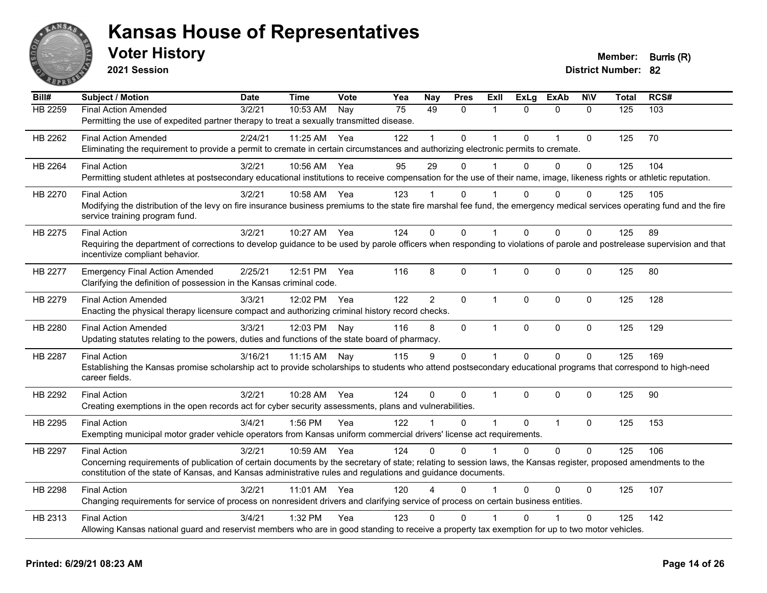# Kansas House of Representatives

## Voter History

**2021 Session**

**Member:** Burris (R)

**District Number:** 82

| Bill# | Subject / Motion | Date | Time | Vote | Yea | Nay | Pres | ExII | ExLg | ExAb | N\V | Total | RCS# |
|---|---|---|---|---|---|---|---|---|---|---|---|---|---|
| HB 2259 | Final Action Amended | 3/2/21 | 10:53 AM | Nay | 75 | 49 | 0 | 1 | 0 | 0 | 0 | 125 | 103 |
| | Permitting the use of expedited partner therapy to treat a sexually transmitted disease. | | | | | | | | | | | | |
| HB 2262 | Final Action Amended | 2/24/21 | 11:25 AM | Yea | 122 | 1 | 0 | 1 | 0 | 1 | 0 | 125 | 70 |
| | Eliminating the requirement to provide a permit to cremate in certain circumstances and authorizing electronic permits to cremate. | | | | | | | | | | | | |
| HB 2264 | Final Action | 3/2/21 | 10:56 AM | Yea | 95 | 29 | 0 | 1 | 0 | 0 | 0 | 125 | 104 |
| | Permitting student athletes at postsecondary educational institutions to receive compensation for the use of their name, image, likeness rights or athletic reputation. | | | | | | | | | | | | |
| HB 2270 | Final Action | 3/2/21 | 10:58 AM | Yea | 123 | 1 | 0 | 1 | 0 | 0 | 0 | 125 | 105 |
| | Modifying the distribution of the levy on fire insurance business premiums to the state fire marshal fee fund, the emergency medical services operating fund and the fire service training program fund. | | | | | | | | | | | | |
| HB 2275 | Final Action | 3/2/21 | 10:27 AM | Yea | 124 | 0 | 0 | 1 | 0 | 0 | 0 | 125 | 89 |
| | Requiring the department of corrections to develop guidance to be used by parole officers when responding to violations of parole and postrelease supervision and that incentivize compliant behavior. | | | | | | | | | | | | |
| HB 2277 | Emergency Final Action Amended | 2/25/21 | 12:51 PM | Yea | 116 | 8 | 0 | 1 | 0 | 0 | 0 | 125 | 80 |
| | Clarifying the definition of possession in the Kansas criminal code. | | | | | | | | | | | | |
| HB 2279 | Final Action Amended | 3/3/21 | 12:02 PM | Yea | 122 | 2 | 0 | 1 | 0 | 0 | 0 | 125 | 128 |
| | Enacting the physical therapy licensure compact and authorizing criminal history record checks. | | | | | | | | | | | | |
| HB 2280 | Final Action Amended | 3/3/21 | 12:03 PM | Nay | 116 | 8 | 0 | 1 | 0 | 0 | 0 | 125 | 129 |
| | Updating statutes relating to the powers, duties and functions of the state board of pharmacy. | | | | | | | | | | | | |
| HB 2287 | Final Action | 3/16/21 | 11:15 AM | Nay | 115 | 9 | 0 | 1 | 0 | 0 | 0 | 125 | 169 |
| | Establishing the Kansas promise scholarship act to provide scholarships to students who attend postsecondary educational programs that correspond to high-need career fields. | | | | | | | | | | | | |
| HB 2292 | Final Action | 3/2/21 | 10:28 AM | Yea | 124 | 0 | 0 | 1 | 0 | 0 | 0 | 125 | 90 |
| | Creating exemptions in the open records act for cyber security assessments, plans and vulnerabilities. | | | | | | | | | | | | |
| HB 2295 | Final Action | 3/4/21 | 1:56 PM | Yea | 122 | 1 | 0 | 1 | 0 | 1 | 0 | 125 | 153 |
| | Exempting municipal motor grader vehicle operators from Kansas uniform commercial drivers' license act requirements. | | | | | | | | | | | | |
| HB 2297 | Final Action | 3/2/21 | 10:59 AM | Yea | 124 | 0 | 0 | 1 | 0 | 0 | 0 | 125 | 106 |
| | Concerning requirements of publication of certain documents by the secretary of state; relating to session laws, the Kansas register, proposed amendments to the constitution of the state of Kansas, and Kansas administrative rules and regulations and guidance documents. | | | | | | | | | | | | |
| HB 2298 | Final Action | 3/2/21 | 11:01 AM | Yea | 120 | 4 | 0 | 1 | 0 | 0 | 0 | 125 | 107 |
| | Changing requirements for service of process on nonresident drivers and clarifying service of process on certain business entities. | | | | | | | | | | | | |
| HB 2313 | Final Action | 3/4/21 | 1:32 PM | Yea | 123 | 0 | 0 | 1 | 0 | 1 | 0 | 125 | 142 |
| | Allowing Kansas national guard and reservist members who are in good standing to receive a property tax exemption for up to two motor vehicles. | | | | | | | | | | | | |

**Printed: 6/29/21 08:23 AM**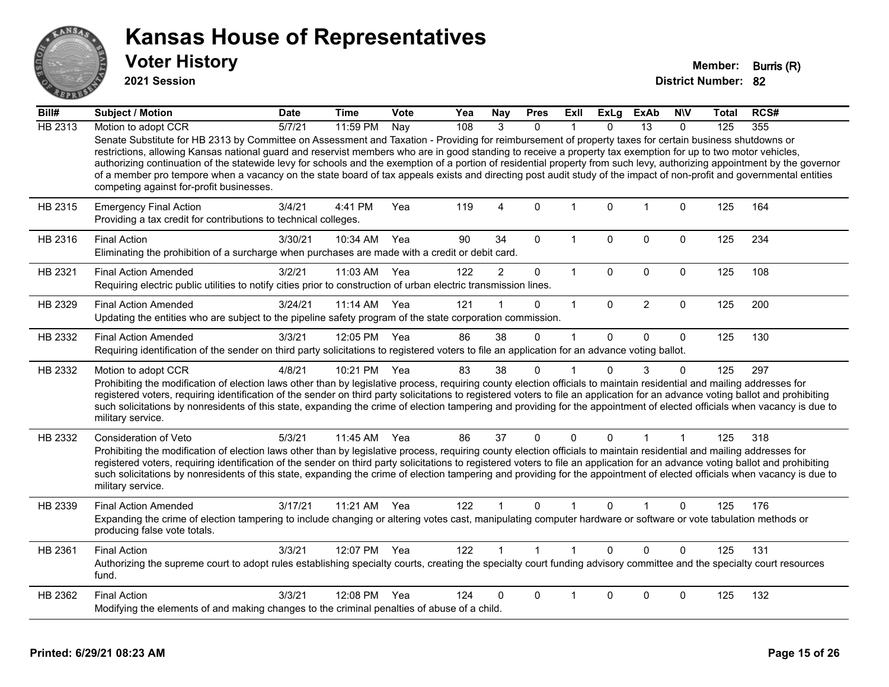# Kansas House of Representatives

## Voter History

**2021 Session**

**Member:** Burris (R)
**District Number:** 82

| Bill# | Subject / Motion | Date | Time | Vote | Yea | Nay | Pres | ExII | ExLg | ExAb | N\V | Total | RCS# |
|---|---|---|---|---|---|---|---|---|---|---|---|---|---|
| HB 2313 | Motion to adopt CCR | 5/7/21 | 11:59 PM | Nay | 108 | 3 | 0 | 1 | 0 | 13 | 0 | 125 | 355 |
| | Senate Substitute for HB 2313 by Committee on Assessment and Taxation - Providing for reimbursement of property taxes for certain business shutdowns or restrictions, allowing Kansas national guard and reservist members who are in good standing to receive a property tax exemption for up to two motor vehicles, authorizing continuation of the statewide levy for schools and the exemption of a portion of residential property from such levy, authorizing appointment by the governor of a member pro tempore when a vacancy on the state board of tax appeals exists and directing post audit study of the impact of non-profit and governmental entities competing against for-profit businesses. | | | | | | | | | | | | |
| HB 2315 | Emergency Final Action | 3/4/21 | 4:41 PM | Yea | 119 | 4 | 0 | 1 | 0 | 1 | 0 | 125 | 164 |
| | Providing a tax credit for contributions to technical colleges. | | | | | | | | | | | | |
| HB 2316 | Final Action | 3/30/21 | 10:34 AM | Yea | 90 | 34 | 0 | 1 | 0 | 0 | 0 | 125 | 234 |
| | Eliminating the prohibition of a surcharge when purchases are made with a credit or debit card. | | | | | | | | | | | | |
| HB 2321 | Final Action Amended | 3/2/21 | 11:03 AM | Yea | 122 | 2 | 0 | 1 | 0 | 0 | 0 | 125 | 108 |
| | Requiring electric public utilities to notify cities prior to construction of urban electric transmission lines. | | | | | | | | | | | | |
| HB 2329 | Final Action Amended | 3/24/21 | 11:14 AM | Yea | 121 | 1 | 0 | 1 | 0 | 2 | 0 | 125 | 200 |
| | Updating the entities who are subject to the pipeline safety program of the state corporation commission. | | | | | | | | | | | | |
| HB 2332 | Final Action Amended | 3/3/21 | 12:05 PM | Yea | 86 | 38 | 0 | 1 | 0 | 0 | 0 | 125 | 130 |
| | Requiring identification of the sender on third party solicitations to registered voters to file an application for an advance voting ballot. | | | | | | | | | | | | |
| HB 2332 | Motion to adopt CCR | 4/8/21 | 10:21 PM | Yea | 83 | 38 | 0 | 1 | 0 | 3 | 0 | 125 | 297 |
| | Prohibiting the modification of election laws other than by legislative process, requiring county election officials to maintain residential and mailing addresses for registered voters, requiring identification of the sender on third party solicitations to registered voters to file an application for an advance voting ballot and prohibiting such solicitations by nonresidents of this state, expanding the crime of election tampering and providing for the appointment of elected officials when vacancy is due to military service. | | | | | | | | | | | | |
| HB 2332 | Consideration of Veto | 5/3/21 | 11:45 AM | Yea | 86 | 37 | 0 | 0 | 0 | 1 | 1 | 125 | 318 |
| | Prohibiting the modification of election laws other than by legislative process, requiring county election officials to maintain residential and mailing addresses for registered voters, requiring identification of the sender on third party solicitations to registered voters to file an application for an advance voting ballot and prohibiting such solicitations by nonresidents of this state, expanding the crime of election tampering and providing for the appointment of elected officials when vacancy is due to military service. | | | | | | | | | | | | |
| HB 2339 | Final Action Amended | 3/17/21 | 11:21 AM | Yea | 122 | 1 | 0 | 1 | 0 | 1 | 0 | 125 | 176 |
| | Expanding the crime of election tampering to include changing or altering votes cast, manipulating computer hardware or software or vote tabulation methods or producing false vote totals. | | | | | | | | | | | | |
| HB 2361 | Final Action | 3/3/21 | 12:07 PM | Yea | 122 | 1 | 1 | 1 | 0 | 0 | 0 | 125 | 131 |
| | Authorizing the supreme court to adopt rules establishing specialty courts, creating the specialty court funding advisory committee and the specialty court resources fund. | | | | | | | | | | | | |
| HB 2362 | Final Action | 3/3/21 | 12:08 PM | Yea | 124 | 0 | 0 | 1 | 0 | 0 | 0 | 125 | 132 |
| | Modifying the elements of and making changes to the criminal penalties of abuse of a child. | | | | | | | | | | | | |

**Printed: 6/29/21 08:23 AM**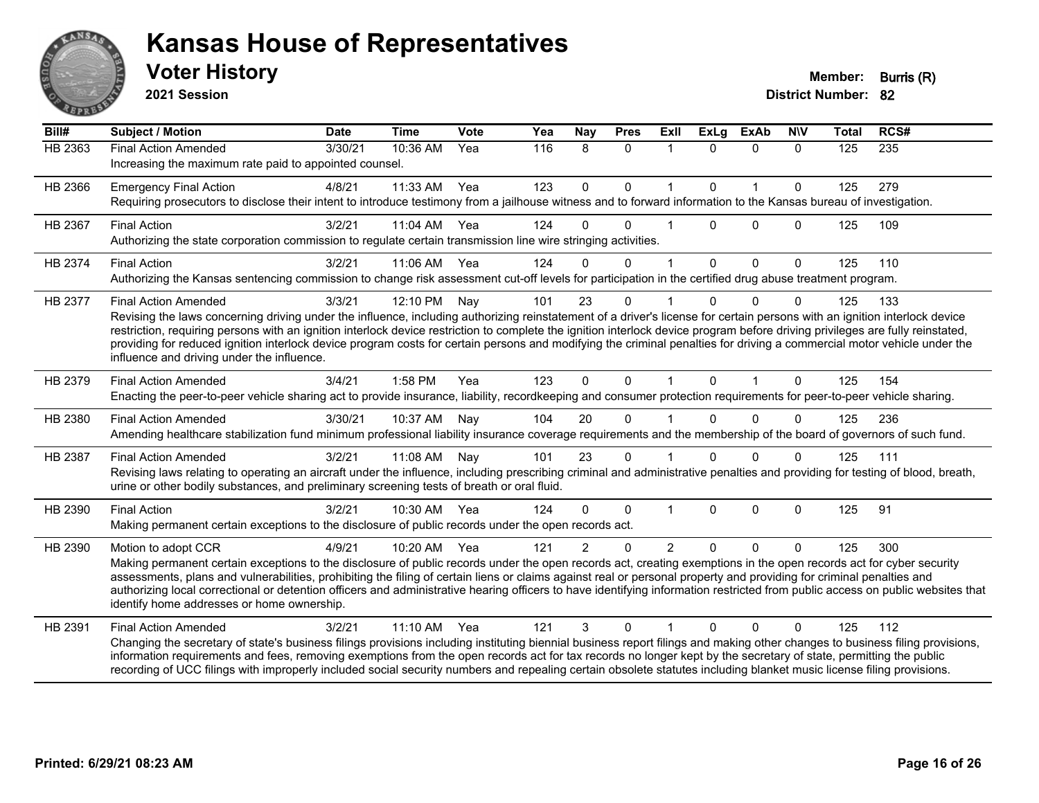# Kansas House of Representatives

## Voter History

**2021 Session**

**Member:** Burris (R)
**District Number:** 82

| Bill# | Subject / Motion | Date | Time | Vote | Yea | Nay | Pres | ExII | ExLg | ExAb | N\V | Total | RCS# |
|---|---|---|---|---|---|---|---|---|---|---|---|---|---|
| HB 2363 | Final Action Amended | 3/30/21 | 10:36 AM | Yea | 116 | 8 | 0 | 1 | 0 | 0 | 0 | 125 | 235 |
| | Increasing the maximum rate paid to appointed counsel. | | | | | | | | | | | | |
| HB 2366 | Emergency Final Action | 4/8/21 | 11:33 AM | Yea | 123 | 0 | 0 | 1 | 0 | 1 | 0 | 125 | 279 |
| | Requiring prosecutors to disclose their intent to introduce testimony from a jailhouse witness and to forward information to the Kansas bureau of investigation. | | | | | | | | | | | | |
| HB 2367 | Final Action | 3/2/21 | 11:04 AM | Yea | 124 | 0 | 0 | 1 | 0 | 0 | 0 | 125 | 109 |
| | Authorizing the state corporation commission to regulate certain transmission line wire stringing activities. | | | | | | | | | | | | |
| HB 2374 | Final Action | 3/2/21 | 11:06 AM | Yea | 124 | 0 | 0 | 1 | 0 | 0 | 0 | 125 | 110 |
| | Authorizing the Kansas sentencing commission to change risk assessment cut-off levels for participation in the certified drug abuse treatment program. | | | | | | | | | | | | |
| HB 2377 | Final Action Amended | 3/3/21 | 12:10 PM | Nay | 101 | 23 | 0 | 1 | 0 | 0 | 0 | 125 | 133 |
| | Revising the laws concerning driving under the influence, including authorizing reinstatement of a driver's license for certain persons with an ignition interlock device restriction, requiring persons with an ignition interlock device restriction to complete the ignition interlock device program before driving privileges are fully reinstated, providing for reduced ignition interlock device program costs for certain persons and modifying the criminal penalties for driving a commercial motor vehicle under the influence and driving under the influence. | | | | | | | | | | | | |
| HB 2379 | Final Action Amended | 3/4/21 | 1:58 PM | Yea | 123 | 0 | 0 | 1 | 0 | 1 | 0 | 125 | 154 |
| | Enacting the peer-to-peer vehicle sharing act to provide insurance, liability, recordkeeping and consumer protection requirements for peer-to-peer vehicle sharing. | | | | | | | | | | | | |
| HB 2380 | Final Action Amended | 3/30/21 | 10:37 AM | Nay | 104 | 20 | 0 | 1 | 0 | 0 | 0 | 125 | 236 |
| | Amending healthcare stabilization fund minimum professional liability insurance coverage requirements and the membership of the board of governors of such fund. | | | | | | | | | | | | |
| HB 2387 | Final Action Amended | 3/2/21 | 11:08 AM | Nay | 101 | 23 | 0 | 1 | 0 | 0 | 0 | 125 | 111 |
| | Revising laws relating to operating an aircraft under the influence, including prescribing criminal and administrative penalties and providing for testing of blood, breath, urine or other bodily substances, and preliminary screening tests of breath or oral fluid. | | | | | | | | | | | | |
| HB 2390 | Final Action | 3/2/21 | 10:30 AM | Yea | 124 | 0 | 0 | 1 | 0 | 0 | 0 | 125 | 91 |
| | Making permanent certain exceptions to the disclosure of public records under the open records act. | | | | | | | | | | | | |
| HB 2390 | Motion to adopt CCR | 4/9/21 | 10:20 AM | Yea | 121 | 2 | 0 | 2 | 0 | 0 | 0 | 125 | 300 |
| | Making permanent certain exceptions to the disclosure of public records under the open records act, creating exemptions in the open records act for cyber security assessments, plans and vulnerabilities, prohibiting the filing of certain liens or claims against real or personal property and providing for criminal penalties and authorizing local correctional or detention officers and administrative hearing officers to have identifying information restricted from public access on public websites that identify home addresses or home ownership. | | | | | | | | | | | | |
| HB 2391 | Final Action Amended | 3/2/21 | 11:10 AM | Yea | 121 | 3 | 0 | 1 | 0 | 0 | 0 | 125 | 112 |
| | Changing the secretary of state's business filings provisions including instituting biennial business report filings and making other changes to business filing provisions, information requirements and fees, removing exemptions from the open records act for tax records no longer kept by the secretary of state, permitting the public recording of UCC filings with improperly included social security numbers and repealing certain obsolete statutes including blanket music license filing provisions. | | | | | | | | | | | | |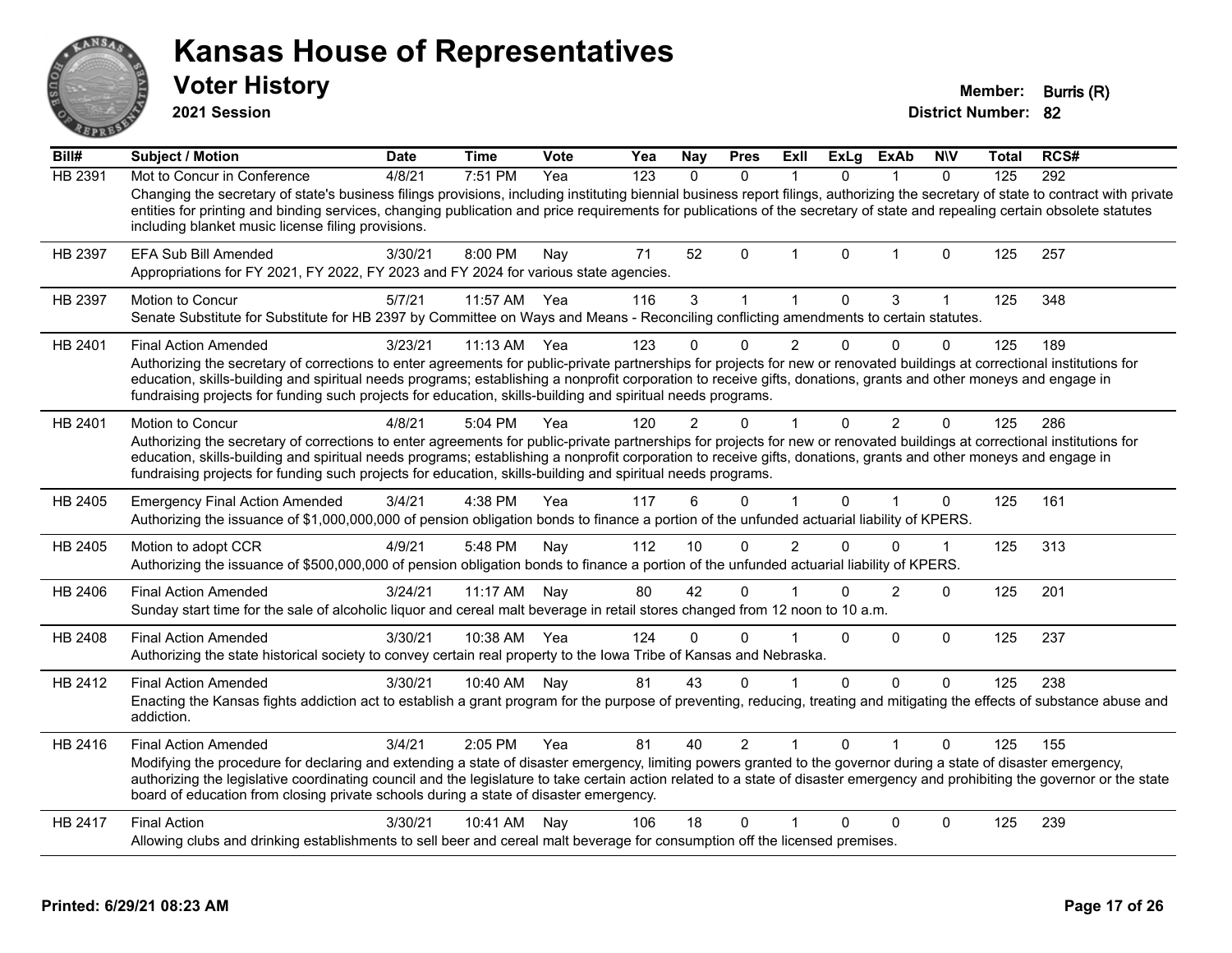# Kansas House of Representatives

## Voter History

**2021 Session**

**Member:** Burris (R)
**District Number:** 82

| Bill# | Subject / Motion | Date | Time | Vote | Yea | Nay | Pres | ExII | ExLg | ExAb | N\V | Total | RCS# |
|---|---|---|---|---|---|---|---|---|---|---|---|---|---|
| HB 2391 | Mot to Concur in Conference | 4/8/21 | 7:51 PM | Yea | 123 | 0 | 0 | 1 | 0 | 1 | 0 | 125 | 292 |
| | Changing the secretary of state's business filings provisions, including instituting biennial business report filings, authorizing the secretary of state to contract with private entities for printing and binding services, changing publication and price requirements for publications of the secretary of state and repealing certain obsolete statutes including blanket music license filing provisions. | | | | | | | | | | | | |
| HB 2397 | EFA Sub Bill Amended | 3/30/21 | 8:00 PM | Nay | 71 | 52 | 0 | 1 | 0 | 1 | 0 | 125 | 257 |
| | Appropriations for FY 2021, FY 2022, FY 2023 and FY 2024 for various state agencies. | | | | | | | | | | | | |
| HB 2397 | Motion to Concur | 5/7/21 | 11:57 AM | Yea | 116 | 3 | 1 | 1 | 0 | 3 | 1 | 125 | 348 |
| | Senate Substitute for Substitute for HB 2397 by Committee on Ways and Means - Reconciling conflicting amendments to certain statutes. | | | | | | | | | | | | |
| HB 2401 | Final Action Amended | 3/23/21 | 11:13 AM | Yea | 123 | 0 | 0 | 2 | 0 | 0 | 0 | 125 | 189 |
| | Authorizing the secretary of corrections to enter agreements for public-private partnerships for projects for new or renovated buildings at correctional institutions for education, skills-building and spiritual needs programs; establishing a nonprofit corporation to receive gifts, donations, grants and other moneys and engage in fundraising projects for funding such projects for education, skills-building and spiritual needs programs. | | | | | | | | | | | | |
| HB 2401 | Motion to Concur | 4/8/21 | 5:04 PM | Yea | 120 | 2 | 0 | 1 | 0 | 2 | 0 | 125 | 286 |
| | Authorizing the secretary of corrections to enter agreements for public-private partnerships for projects for new or renovated buildings at correctional institutions for education, skills-building and spiritual needs programs; establishing a nonprofit corporation to receive gifts, donations, grants and other moneys and engage in fundraising projects for funding such projects for education, skills-building and spiritual needs programs. | | | | | | | | | | | | |
| HB 2405 | Emergency Final Action Amended | 3/4/21 | 4:38 PM | Yea | 117 | 6 | 0 | 1 | 0 | 1 | 0 | 125 | 161 |
| | Authorizing the issuance of $1,000,000,000 of pension obligation bonds to finance a portion of the unfunded actuarial liability of KPERS. | | | | | | | | | | | | |
| HB 2405 | Motion to adopt CCR | 4/9/21 | 5:48 PM | Nay | 112 | 10 | 0 | 2 | 0 | 0 | 1 | 125 | 313 |
| | Authorizing the issuance of $500,000,000 of pension obligation bonds to finance a portion of the unfunded actuarial liability of KPERS. | | | | | | | | | | | | |
| HB 2406 | Final Action Amended | 3/24/21 | 11:17 AM | Nay | 80 | 42 | 0 | 1 | 0 | 2 | 0 | 125 | 201 |
| | Sunday start time for the sale of alcoholic liquor and cereal malt beverage in retail stores changed from 12 noon to 10 a.m. | | | | | | | | | | | | |
| HB 2408 | Final Action Amended | 3/30/21 | 10:38 AM | Yea | 124 | 0 | 0 | 1 | 0 | 0 | 0 | 125 | 237 |
| | Authorizing the state historical society to convey certain real property to the Iowa Tribe of Kansas and Nebraska. | | | | | | | | | | | | |
| HB 2412 | Final Action Amended | 3/30/21 | 10:40 AM | Nay | 81 | 43 | 0 | 1 | 0 | 0 | 0 | 125 | 238 |
| | Enacting the Kansas fights addiction act to establish a grant program for the purpose of preventing, reducing, treating and mitigating the effects of substance abuse and addiction. | | | | | | | | | | | | |
| HB 2416 | Final Action Amended | 3/4/21 | 2:05 PM | Yea | 81 | 40 | 2 | 1 | 0 | 1 | 0 | 125 | 155 |
| | Modifying the procedure for declaring and extending a state of disaster emergency, limiting powers granted to the governor during a state of disaster emergency, authorizing the legislative coordinating council and the legislature to take certain action related to a state of disaster emergency and prohibiting the governor or the state board of education from closing private schools during a state of disaster emergency. | | | | | | | | | | | | |
| HB 2417 | Final Action | 3/30/21 | 10:41 AM | Nay | 106 | 18 | 0 | 1 | 0 | 0 | 0 | 125 | 239 |
| | Allowing clubs and drinking establishments to sell beer and cereal malt beverage for consumption off the licensed premises. | | | | | | | | | | | | |

**Printed: 6/29/21 08:23 AM**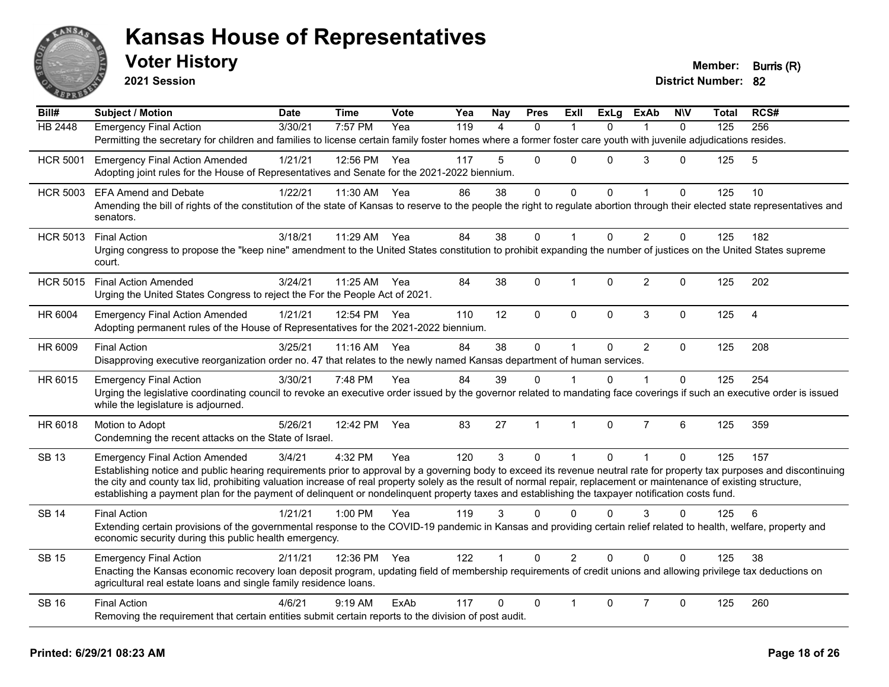# Kansas House of Representatives

## Voter History

**2021 Session**

**Member:** Burris (R)

**District Number:** 82

| Bill# | Subject / Motion | Date | Time | Vote | Yea | Nay | Pres | ExII | ExLg | ExAb | N\V | Total | RCS# |
|---|---|---|---|---|---|---|---|---|---|---|---|---|---|
| HB 2448 | Emergency Final Action | 3/30/21 | 7:57 PM | Yea | 119 | 4 | 0 | 1 | 0 | 1 | 0 | 125 | 256 |
| | Permitting the secretary for children and families to license certain family foster homes where a former foster care youth with juvenile adjudications resides. | | | | | | | | | | | | |
| HCR 5001 | Emergency Final Action Amended | 1/21/21 | 12:56 PM | Yea | 117 | 5 | 0 | 0 | 0 | 3 | 0 | 125 | 5 |
| | Adopting joint rules for the House of Representatives and Senate for the 2021-2022 biennium. | | | | | | | | | | | | |
| HCR 5003 | EFA Amend and Debate | 1/22/21 | 11:30 AM | Yea | 86 | 38 | 0 | 0 | 0 | 1 | 0 | 125 | 10 |
| | Amending the bill of rights of the constitution of the state of Kansas to reserve to the people the right to regulate abortion through their elected state representatives and senators. | | | | | | | | | | | | |
| HCR 5013 | Final Action | 3/18/21 | 11:29 AM | Yea | 84 | 38 | 0 | 1 | 0 | 2 | 0 | 125 | 182 |
| | Urging congress to propose the "keep nine" amendment to the United States constitution to prohibit expanding the number of justices on the United States supreme court. | | | | | | | | | | | | |
| HCR 5015 | Final Action Amended | 3/24/21 | 11:25 AM | Yea | 84 | 38 | 0 | 1 | 0 | 2 | 0 | 125 | 202 |
| | Urging the United States Congress to reject the For the People Act of 2021. | | | | | | | | | | | | |
| HR 6004 | Emergency Final Action Amended | 1/21/21 | 12:54 PM | Yea | 110 | 12 | 0 | 0 | 0 | 3 | 0 | 125 | 4 |
| | Adopting permanent rules of the House of Representatives for the 2021-2022 biennium. | | | | | | | | | | | | |
| HR 6009 | Final Action | 3/25/21 | 11:16 AM | Yea | 84 | 38 | 0 | 1 | 0 | 2 | 0 | 125 | 208 |
| | Disapproving executive reorganization order no. 47 that relates to the newly named Kansas department of human services. | | | | | | | | | | | | |
| HR 6015 | Emergency Final Action | 3/30/21 | 7:48 PM | Yea | 84 | 39 | 0 | 1 | 0 | 1 | 0 | 125 | 254 |
| | Urging the legislative coordinating council to revoke an executive order issued by the governor related to mandating face coverings if such an executive order is issued while the legislature is adjourned. | | | | | | | | | | | | |
| HR 6018 | Motion to Adopt | 5/26/21 | 12:42 PM | Yea | 83 | 27 | 1 | 1 | 0 | 7 | 6 | 125 | 359 |
| | Condemning the recent attacks on the State of Israel. | | | | | | | | | | | | |
| SB 13 | Emergency Final Action Amended | 3/4/21 | 4:32 PM | Yea | 120 | 3 | 0 | 1 | 0 | 1 | 0 | 125 | 157 |
| | Establishing notice and public hearing requirements prior to approval by a governing body to exceed its revenue neutral rate for property tax purposes and discontinuing the city and county tax lid, prohibiting valuation increase of real property solely as the result of normal repair, replacement or maintenance of existing structure, establishing a payment plan for the payment of delinquent or nondelinquent property taxes and establishing the taxpayer notification costs fund. | | | | | | | | | | | | |
| SB 14 | Final Action | 1/21/21 | 1:00 PM | Yea | 119 | 3 | 0 | 0 | 0 | 3 | 0 | 125 | 6 |
| | Extending certain provisions of the governmental response to the COVID-19 pandemic in Kansas and providing certain relief related to health, welfare, property and economic security during this public health emergency. | | | | | | | | | | | | |
| SB 15 | Emergency Final Action | 2/11/21 | 12:36 PM | Yea | 122 | 1 | 0 | 2 | 0 | 0 | 0 | 125 | 38 |
| | Enacting the Kansas economic recovery loan deposit program, updating field of membership requirements of credit unions and allowing privilege tax deductions on agricultural real estate loans and single family residence loans. | | | | | | | | | | | | |
| SB 16 | Final Action | 4/6/21 | 9:19 AM | ExAb | 117 | 0 | 0 | 1 | 0 | 7 | 0 | 125 | 260 |
| | Removing the requirement that certain entities submit certain reports to the division of post audit. | | | | | | | | | | | | |

**Printed: 6/29/21 08:23 AM**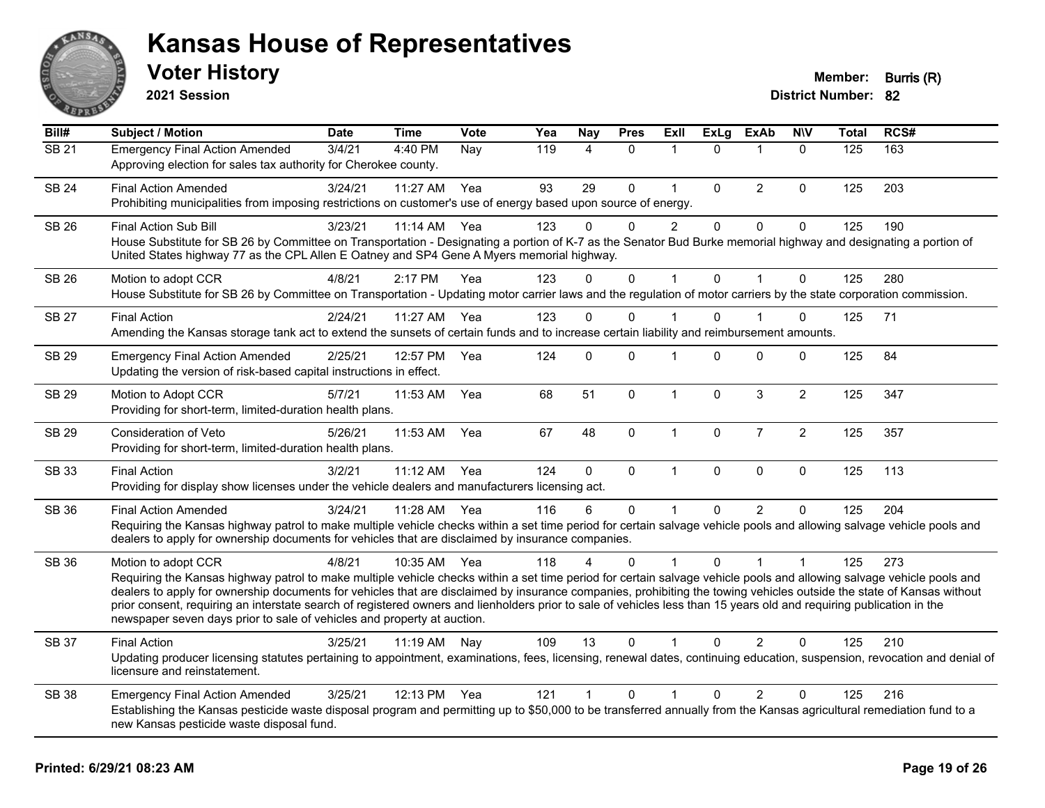# Kansas House of Representatives

## Voter History

**2021 Session**

**Member:** Burris (R)
**District Number:** 82

| Bill# | Subject / Motion | Date | Time | Vote | Yea | Nay | Pres | ExII | ExLg | ExAb | N\V | Total | RCS# |
|---|---|---|---|---|---|---|---|---|---|---|---|---|---|
| SB 21 | Emergency Final Action Amended<br>Approving election for sales tax authority for Cherokee county. | 3/4/21 | 4:40 PM | Nay | 119 | 4 | 0 | 1 | 0 | 1 | 0 | 125 | 163 |
| SB 24 | Final Action Amended<br>Prohibiting municipalities from imposing restrictions on customer's use of energy based upon source of energy. | 3/24/21 | 11:27 AM | Yea | 93 | 29 | 0 | 1 | 0 | 2 | 0 | 125 | 203 |
| SB 26 | Final Action Sub Bill<br>House Substitute for SB 26 by Committee on Transportation - Designating a portion of K-7 as the Senator Bud Burke memorial highway and designating a portion of United States highway 77 as the CPL Allen E Oatney and SP4 Gene A Myers memorial highway. | 3/23/21 | 11:14 AM | Yea | 123 | 0 | 0 | 2 | 0 | 0 | 0 | 125 | 190 |
| SB 26 | Motion to adopt CCR<br>House Substitute for SB 26 by Committee on Transportation - Updating motor carrier laws and the regulation of motor carriers by the state corporation commission. | 4/8/21 | 2:17 PM | Yea | 123 | 0 | 0 | 1 | 0 | 1 | 0 | 125 | 280 |
| SB 27 | Final Action<br>Amending the Kansas storage tank act to extend the sunsets of certain funds and to increase certain liability and reimbursement amounts. | 2/24/21 | 11:27 AM | Yea | 123 | 0 | 0 | 1 | 0 | 1 | 0 | 125 | 71 |
| SB 29 | Emergency Final Action Amended<br>Updating the version of risk-based capital instructions in effect. | 2/25/21 | 12:57 PM | Yea | 124 | 0 | 0 | 1 | 0 | 0 | 0 | 125 | 84 |
| SB 29 | Motion to Adopt CCR<br>Providing for short-term, limited-duration health plans. | 5/7/21 | 11:53 AM | Yea | 68 | 51 | 0 | 1 | 0 | 3 | 2 | 125 | 347 |
| SB 29 | Consideration of Veto<br>Providing for short-term, limited-duration health plans. | 5/26/21 | 11:53 AM | Yea | 67 | 48 | 0 | 1 | 0 | 7 | 2 | 125 | 357 |
| SB 33 | Final Action<br>Providing for display show licenses under the vehicle dealers and manufacturers licensing act. | 3/2/21 | 11:12 AM | Yea | 124 | 0 | 0 | 1 | 0 | 0 | 0 | 125 | 113 |
| SB 36 | Final Action Amended<br>Requiring the Kansas highway patrol to make multiple vehicle checks within a set time period for certain salvage vehicle pools and allowing salvage vehicle pools and dealers to apply for ownership documents for vehicles that are disclaimed by insurance companies. | 3/24/21 | 11:28 AM | Yea | 116 | 6 | 0 | 1 | 0 | 2 | 0 | 125 | 204 |
| SB 36 | Motion to adopt CCR<br>Requiring the Kansas highway patrol to make multiple vehicle checks within a set time period for certain salvage vehicle pools and allowing salvage vehicle pools and dealers to apply for ownership documents for vehicles that are disclaimed by insurance companies, prohibiting the towing vehicles outside the state of Kansas without prior consent, requiring an interstate search of registered owners and lienholders prior to sale of vehicles less than 15 years old and requiring publication in the newspaper seven days prior to sale of vehicles and property at auction. | 4/8/21 | 10:35 AM | Yea | 118 | 4 | 0 | 1 | 0 | 1 | 1 | 125 | 273 |
| SB 37 | Final Action<br>Updating producer licensing statutes pertaining to appointment, examinations, fees, licensing, renewal dates, continuing education, suspension, revocation and denial of licensure and reinstatement. | 3/25/21 | 11:19 AM | Nay | 109 | 13 | 0 | 1 | 0 | 2 | 0 | 125 | 210 |
| SB 38 | Emergency Final Action Amended<br>Establishing the Kansas pesticide waste disposal program and permitting up to $50,000 to be transferred annually from the Kansas agricultural remediation fund to a new Kansas pesticide waste disposal fund. | 3/25/21 | 12:13 PM | Yea | 121 | 1 | 0 | 1 | 0 | 2 | 0 | 125 | 216 |

**Printed: 6/29/21 08:23 AM**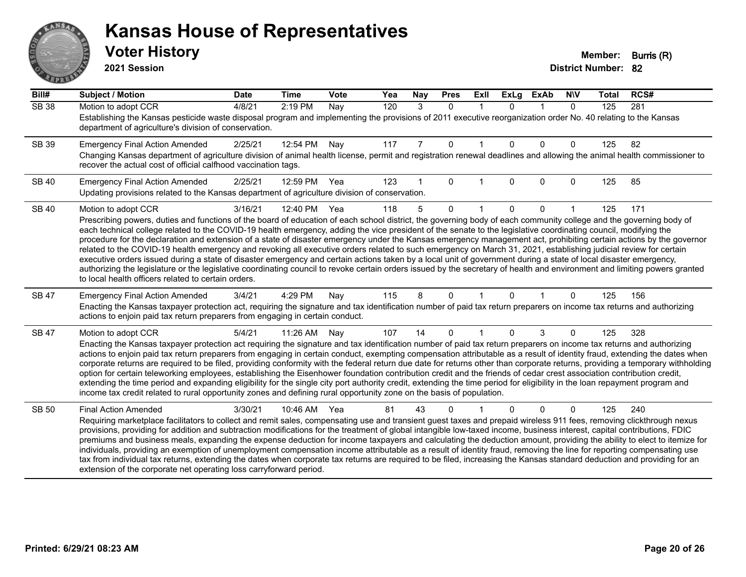# Kansas House of Representatives

## Voter History

**2021 Session**

**Member:** Burris (R)
**District Number:** 82

| Bill# | Subject / Motion | Date | Time | Vote | Yea | Nay | Pres | ExII | ExLg | ExAb | N\V | Total | RCS# |
|---|---|---|---|---|---|---|---|---|---|---|---|---|---|
| SB 38 | Motion to adopt CCR | 4/8/21 | 2:19 PM | Nay | 120 | 3 | 0 | 1 | 0 | 1 | 0 | 125 | 281 |
| | Establishing the Kansas pesticide waste disposal program and implementing the provisions of 2011 executive reorganization order No. 40 relating to the Kansas department of agriculture's division of conservation. | | | | | | | | | | | | |
| SB 39 | Emergency Final Action Amended | 2/25/21 | 12:54 PM | Nay | 117 | 7 | 0 | 1 | 0 | 0 | 0 | 125 | 82 |
| | Changing Kansas department of agriculture division of animal health license, permit and registration renewal deadlines and allowing the animal health commissioner to recover the actual cost of official calfhood vaccination tags. | | | | | | | | | | | | |
| SB 40 | Emergency Final Action Amended | 2/25/21 | 12:59 PM | Yea | 123 | 1 | 0 | 1 | 0 | 0 | 0 | 125 | 85 |
| | Updating provisions related to the Kansas department of agriculture division of conservation. | | | | | | | | | | | | |
| SB 40 | Motion to adopt CCR | 3/16/21 | 12:40 PM | Yea | 118 | 5 | 0 | 1 | 0 | 0 | 1 | 125 | 171 |
| | Prescribing powers, duties and functions of the board of education of each school district, the governing body of each community college and the governing body of each technical college related to the COVID-19 health emergency, adding the vice president of the senate to the legislative coordinating council, modifying the procedure for the declaration and extension of a state of disaster emergency under the Kansas emergency management act, prohibiting certain actions by the governor related to the COVID-19 health emergency and revoking all executive orders related to such emergency on March 31, 2021, establishing judicial review for certain executive orders issued during a state of disaster emergency and certain actions taken by a local unit of government during a state of local disaster emergency, authorizing the legislature or the legislative coordinating council to revoke certain orders issued by the secretary of health and environment and limiting powers granted to local health officers related to certain orders. | | | | | | | | | | | | |
| SB 47 | Emergency Final Action Amended | 3/4/21 | 4:29 PM | Nay | 115 | 8 | 0 | 1 | 0 | 1 | 0 | 125 | 156 |
| | Enacting the Kansas taxpayer protection act, requiring the signature and tax identification number of paid tax return preparers on income tax returns and authorizing actions to enjoin paid tax return preparers from engaging in certain conduct. | | | | | | | | | | | | |
| SB 47 | Motion to adopt CCR | 5/4/21 | 11:26 AM | Nay | 107 | 14 | 0 | 1 | 0 | 3 | 0 | 125 | 328 |
| | Enacting the Kansas taxpayer protection act requiring the signature and tax identification number of paid tax return preparers on income tax returns and authorizing actions to enjoin paid tax return preparers from engaging in certain conduct, exempting compensation attributable as a result of identity fraud, extending the dates when corporate returns are required to be filed, providing conformity with the federal return due date for returns other than corporate returns, providing a temporary withholding option for certain teleworking employees, establishing the Eisenhower foundation contribution credit and the friends of cedar crest association contribution credit, extending the time period and expanding eligibility for the single city port authority credit, extending the time period for eligibility in the loan repayment program and income tax credit related to rural opportunity zones and defining rural opportunity zone on the basis of population. | | | | | | | | | | | | |
| SB 50 | Final Action Amended | 3/30/21 | 10:46 AM | Yea | 81 | 43 | 0 | 1 | 0 | 0 | 0 | 125 | 240 |
| | Requiring marketplace facilitators to collect and remit sales, compensating use and transient guest taxes and prepaid wireless 911 fees, removing clickthrough nexus provisions, providing for addition and subtraction modifications for the treatment of global intangible low-taxed income, business interest, capital contributions, FDIC premiums and business meals, expanding the expense deduction for income taxpayers and calculating the deduction amount, providing the ability to elect to itemize for individuals, providing an exemption of unemployment compensation income attributable as a result of identity fraud, removing the line for reporting compensating use tax from individual tax returns, extending the dates when corporate tax returns are required to be filed, increasing the Kansas standard deduction and providing for an extension of the corporate net operating loss carryforward period. | | | | | | | | | | | | |

Printed: 6/29/21 08:23 AM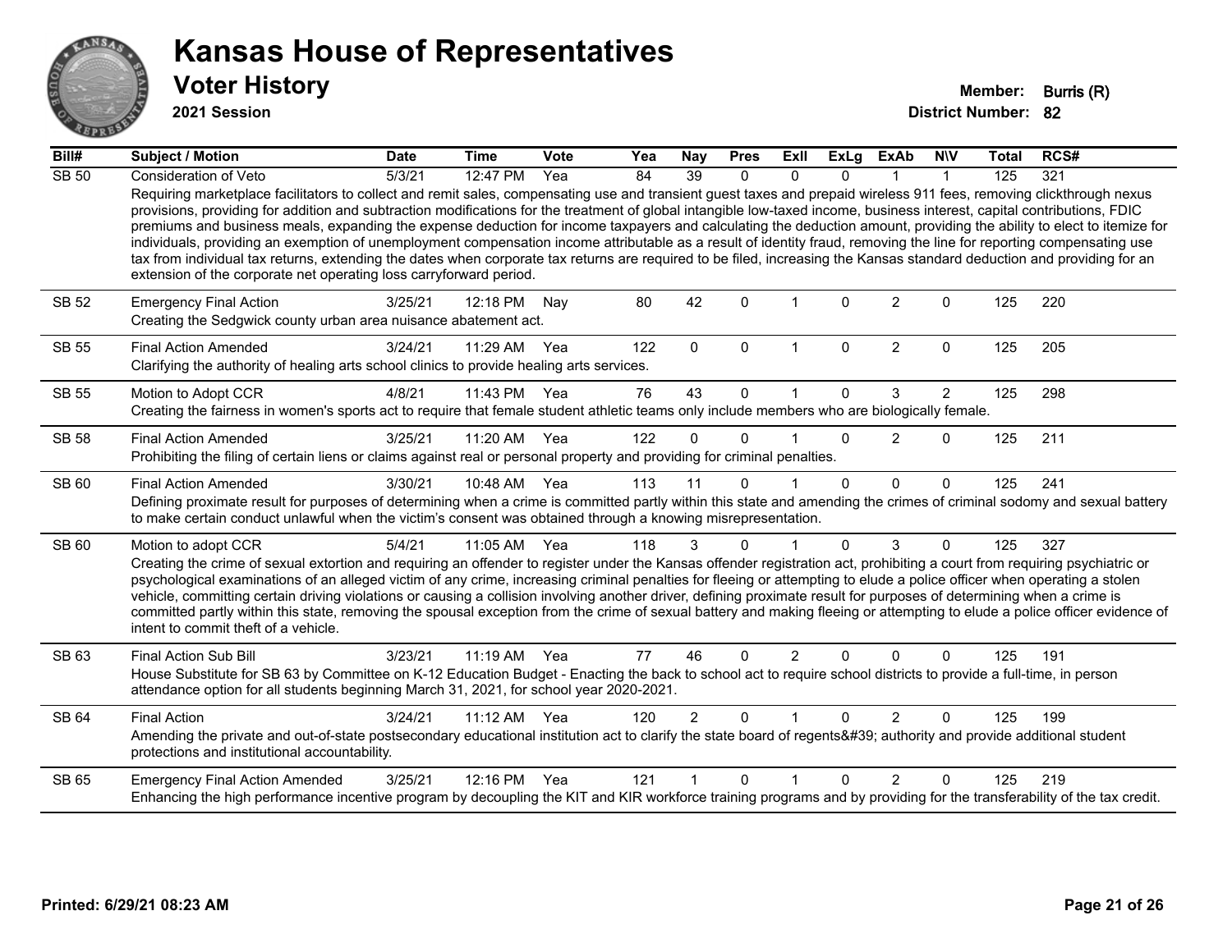# Kansas House of Representatives

## Voter History

**2021 Session**

**Member:** Burris (R)

**District Number:** 82

| Bill# | Subject / Motion | Date | Time | Vote | Yea | Nay | Pres | ExII | ExLg | ExAb | N\V | Total | RCS# |
|---|---|---|---|---|---|---|---|---|---|---|---|---|---|
| SB 50 | Consideration of Veto | 5/3/21 | 12:47 PM | Yea | 84 | 39 | 0 | 0 | 0 | 1 | 1 | 125 | 321 |
| | Requiring marketplace facilitators to collect and remit sales, compensating use and transient guest taxes and prepaid wireless 911 fees, removing clickthrough nexus provisions, providing for addition and subtraction modifications for the treatment of global intangible low-taxed income, business interest, capital contributions, FDIC premiums and business meals, expanding the expense deduction for income taxpayers and calculating the deduction amount, providing the ability to elect to itemize for individuals, providing an exemption of unemployment compensation income attributable as a result of identity fraud, removing the line for reporting compensating use tax from individual tax returns, extending the dates when corporate tax returns are required to be filed, increasing the Kansas standard deduction and providing for an extension of the corporate net operating loss carryforward period. | | | | | | | | | | | | |
| SB 52 | Emergency Final Action | 3/25/21 | 12:18 PM | Nay | 80 | 42 | 0 | 1 | 0 | 2 | 0 | 125 | 220 |
| | Creating the Sedgwick county urban area nuisance abatement act. | | | | | | | | | | | | |
| SB 55 | Final Action Amended | 3/24/21 | 11:29 AM | Yea | 122 | 0 | 0 | 1 | 0 | 2 | 0 | 125 | 205 |
| | Clarifying the authority of healing arts school clinics to provide healing arts services. | | | | | | | | | | | | |
| SB 55 | Motion to Adopt CCR | 4/8/21 | 11:43 PM | Yea | 76 | 43 | 0 | 1 | 0 | 3 | 2 | 125 | 298 |
| | Creating the fairness in women's sports act to require that female student athletic teams only include members who are biologically female. | | | | | | | | | | | | |
| SB 58 | Final Action Amended | 3/25/21 | 11:20 AM | Yea | 122 | 0 | 0 | 1 | 0 | 2 | 0 | 125 | 211 |
| | Prohibiting the filing of certain liens or claims against real or personal property and providing for criminal penalties. | | | | | | | | | | | | |
| SB 60 | Final Action Amended | 3/30/21 | 10:48 AM | Yea | 113 | 11 | 0 | 1 | 0 | 0 | 0 | 125 | 241 |
| | Defining proximate result for purposes of determining when a crime is committed partly within this state and amending the crimes of criminal sodomy and sexual battery to make certain conduct unlawful when the victim's consent was obtained through a knowing misrepresentation. | | | | | | | | | | | | |
| SB 60 | Motion to adopt CCR | 5/4/21 | 11:05 AM | Yea | 118 | 3 | 0 | 1 | 0 | 3 | 0 | 125 | 327 |
| | Creating the crime of sexual extortion and requiring an offender to register under the Kansas offender registration act, prohibiting a court from requiring psychiatric or psychological examinations of an alleged victim of any crime, increasing criminal penalties for fleeing or attempting to elude a police officer when operating a stolen vehicle, committing certain driving violations or causing a collision involving another driver, defining proximate result for purposes of determining when a crime is committed partly within this state, removing the spousal exception from the crime of sexual battery and making fleeing or attempting to elude a police officer evidence of intent to commit theft of a vehicle. | | | | | | | | | | | | |
| SB 63 | Final Action Sub Bill | 3/23/21 | 11:19 AM | Yea | 77 | 46 | 0 | 2 | 0 | 0 | 0 | 125 | 191 |
| | House Substitute for SB 63 by Committee on K-12 Education Budget - Enacting the back to school act to require school districts to provide a full-time, in person attendance option for all students beginning March 31, 2021, for school year 2020-2021. | | | | | | | | | | | | |
| SB 64 | Final Action | 3/24/21 | 11:12 AM | Yea | 120 | 2 | 0 | 1 | 0 | 2 | 0 | 125 | 199 |
| | Amending the private and out-of-state postsecondary educational institution act to clarify the state board of regents&#39; authority and provide additional student protections and institutional accountability. | | | | | | | | | | | | |
| SB 65 | Emergency Final Action Amended | 3/25/21 | 12:16 PM | Yea | 121 | 1 | 0 | 1 | 0 | 2 | 0 | 125 | 219 |
| | Enhancing the high performance incentive program by decoupling the KIT and KIR workforce training programs and by providing for the transferability of the tax credit. | | | | | | | | | | | | |

**Printed: 6/29/21 08:23 AM**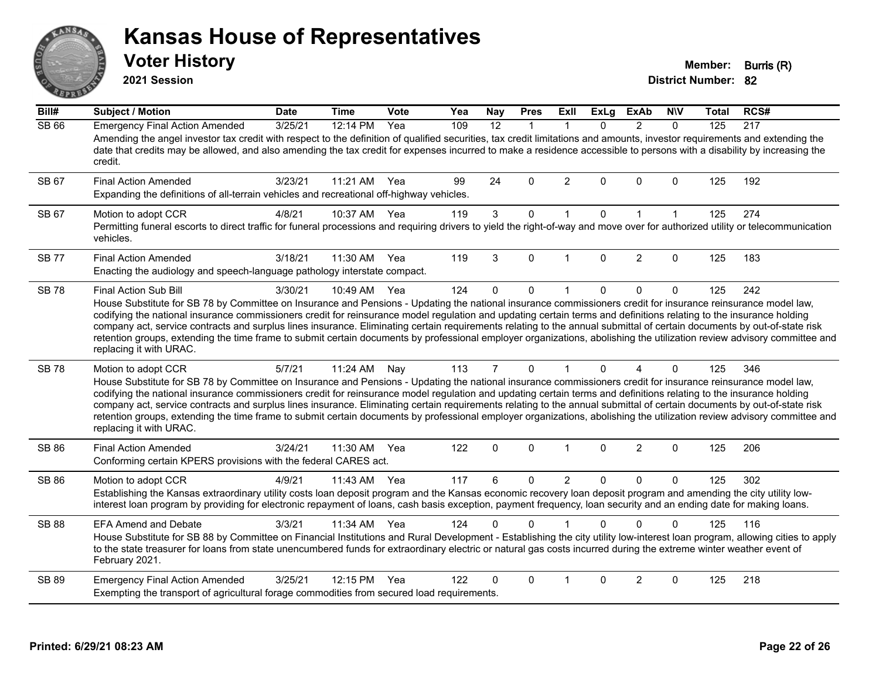# Kansas House of Representatives

## Voter History

**2021 Session**

**Member:** Burris (R)
**District Number:** 82

| Bill# | Subject / Motion | Date | Time | Vote | Yea | Nay | Pres | ExII | ExLg | ExAb | N\V | Total | RCS# |
|---|---|---|---|---|---|---|---|---|---|---|---|---|---|
| SB 66 | Emergency Final Action Amended | 3/25/21 | 12:14 PM | Yea | 109 | 12 | 1 | 1 | 0 | 2 | 0 | 125 | 217 |
| | Amending the angel investor tax credit with respect to the definition of qualified securities, tax credit limitations and amounts, investor requirements and extending the date that credits may be allowed, and also amending the tax credit for expenses incurred to make a residence accessible to persons with a disability by increasing the credit. | | | | | | | | | | | | |
| SB 67 | Final Action Amended | 3/23/21 | 11:21 AM | Yea | 99 | 24 | 0 | 2 | 0 | 0 | 0 | 125 | 192 |
| | Expanding the definitions of all-terrain vehicles and recreational off-highway vehicles. | | | | | | | | | | | | |
| SB 67 | Motion to adopt CCR | 4/8/21 | 10:37 AM | Yea | 119 | 3 | 0 | 1 | 0 | 1 | 1 | 125 | 274 |
| | Permitting funeral escorts to direct traffic for funeral processions and requiring drivers to yield the right-of-way and move over for authorized utility or telecommunication vehicles. | | | | | | | | | | | | |
| SB 77 | Final Action Amended | 3/18/21 | 11:30 AM | Yea | 119 | 3 | 0 | 1 | 0 | 2 | 0 | 125 | 183 |
| | Enacting the audiology and speech-language pathology interstate compact. | | | | | | | | | | | | |
| SB 78 | Final Action Sub Bill | 3/30/21 | 10:49 AM | Yea | 124 | 0 | 0 | 1 | 0 | 0 | 0 | 125 | 242 |
| | House Substitute for SB 78 by Committee on Insurance and Pensions - Updating the national insurance commissioners credit for insurance reinsurance model law, codifying the national insurance commissioners credit for reinsurance model regulation and updating certain terms and definitions relating to the insurance holding company act, service contracts and surplus lines insurance. Eliminating certain requirements relating to the annual submittal of certain documents by out-of-state risk retention groups, extending the time frame to submit certain documents by professional employer organizations, abolishing the utilization review advisory committee and replacing it with URAC. | | | | | | | | | | | | |
| SB 78 | Motion to adopt CCR | 5/7/21 | 11:24 AM | Nay | 113 | 7 | 0 | 1 | 0 | 4 | 0 | 125 | 346 |
| | House Substitute for SB 78 by Committee on Insurance and Pensions - Updating the national insurance commissioners credit for insurance reinsurance model law, codifying the national insurance commissioners credit for reinsurance model regulation and updating certain terms and definitions relating to the insurance holding company act, service contracts and surplus lines insurance. Eliminating certain requirements relating to the annual submittal of certain documents by out-of-state risk retention groups, extending the time frame to submit certain documents by professional employer organizations, abolishing the utilization review advisory committee and replacing it with URAC. | | | | | | | | | | | | |
| SB 86 | Final Action Amended | 3/24/21 | 11:30 AM | Yea | 122 | 0 | 0 | 1 | 0 | 2 | 0 | 125 | 206 |
| | Conforming certain KPERS provisions with the federal CARES act. | | | | | | | | | | | | |
| SB 86 | Motion to adopt CCR | 4/9/21 | 11:43 AM | Yea | 117 | 6 | 0 | 2 | 0 | 0 | 0 | 125 | 302 |
| | Establishing the Kansas extraordinary utility costs loan deposit program and the Kansas economic recovery loan deposit program and amending the city utility low-interest loan program by providing for electronic repayment of loans, cash basis exception, payment frequency, loan security and an ending date for making loans. | | | | | | | | | | | | |
| SB 88 | EFA Amend and Debate | 3/3/21 | 11:34 AM | Yea | 124 | 0 | 0 | 1 | 0 | 0 | 0 | 125 | 116 |
| | House Substitute for SB 88 by Committee on Financial Institutions and Rural Development - Establishing the city utility low-interest loan program, allowing cities to apply to the state treasurer for loans from state unencumbered funds for extraordinary electric or natural gas costs incurred during the extreme winter weather event of February 2021. | | | | | | | | | | | | |
| SB 89 | Emergency Final Action Amended | 3/25/21 | 12:15 PM | Yea | 122 | 0 | 0 | 1 | 0 | 2 | 0 | 125 | 218 |
| | Exempting the transport of agricultural forage commodities from secured load requirements. | | | | | | | | | | | | |

**Printed: 6/29/21 08:23 AM**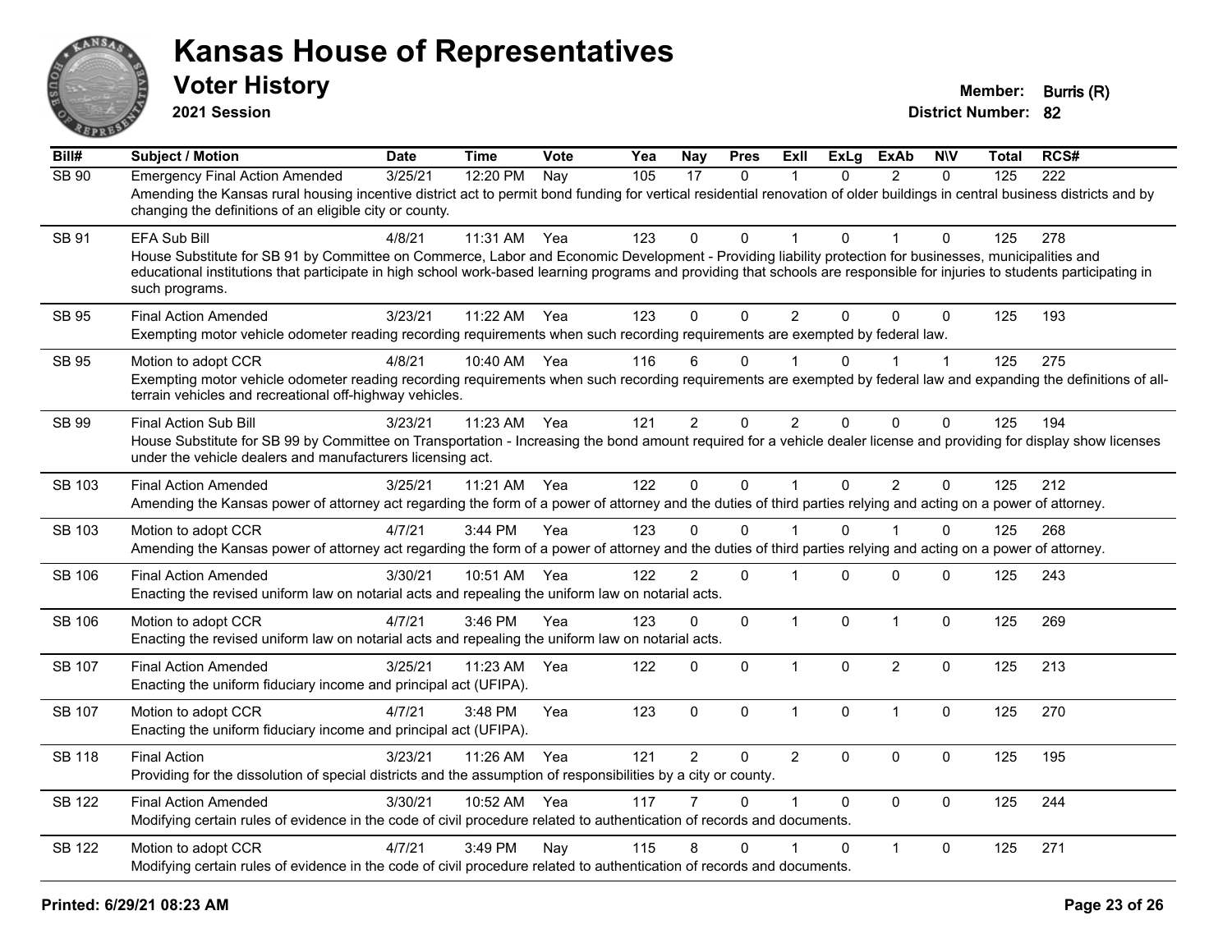# Kansas House of Representatives

## Voter History

**2021 Session**

**Member:** Burris (R)
**District Number:** 82

| Bill# | Subject / Motion | Date | Time | Vote | Yea | Nay | Pres | ExII | ExLg | ExAb | N\V | Total | RCS# |
|---|---|---|---|---|---|---|---|---|---|---|---|---|---|
| SB 90 | Emergency Final Action Amended | 3/25/21 | 12:20 PM | Nay | 105 | 17 | 0 | 1 | 0 | 2 | 0 | 125 | 222 |
| | Amending the Kansas rural housing incentive district act to permit bond funding for vertical residential renovation of older buildings in central business districts and by changing the definitions of an eligible city or county. | | | | | | | | | | | | |
| SB 91 | EFA Sub Bill | 4/8/21 | 11:31 AM | Yea | 123 | 0 | 0 | 1 | 0 | 1 | 0 | 125 | 278 |
| | House Substitute for SB 91 by Committee on Commerce, Labor and Economic Development - Providing liability protection for businesses, municipalities and educational institutions that participate in high school work-based learning programs and providing that schools are responsible for injuries to students participating in such programs. | | | | | | | | | | | | |
| SB 95 | Final Action Amended | 3/23/21 | 11:22 AM | Yea | 123 | 0 | 0 | 2 | 0 | 0 | 0 | 125 | 193 |
| | Exempting motor vehicle odometer reading recording requirements when such recording requirements are exempted by federal law. | | | | | | | | | | | | |
| SB 95 | Motion to adopt CCR | 4/8/21 | 10:40 AM | Yea | 116 | 6 | 0 | 1 | 0 | 1 | 1 | 125 | 275 |
| | Exempting motor vehicle odometer reading recording requirements when such recording requirements are exempted by federal law and expanding the definitions of all-terrain vehicles and recreational off-highway vehicles. | | | | | | | | | | | | |
| SB 99 | Final Action Sub Bill | 3/23/21 | 11:23 AM | Yea | 121 | 2 | 0 | 2 | 0 | 0 | 0 | 125 | 194 |
| | House Substitute for SB 99 by Committee on Transportation - Increasing the bond amount required for a vehicle dealer license and providing for display show licenses under the vehicle dealers and manufacturers licensing act. | | | | | | | | | | | | |
| SB 103 | Final Action Amended | 3/25/21 | 11:21 AM | Yea | 122 | 0 | 0 | 1 | 0 | 2 | 0 | 125 | 212 |
| | Amending the Kansas power of attorney act regarding the form of a power of attorney and the duties of third parties relying and acting on a power of attorney. | | | | | | | | | | | | |
| SB 103 | Motion to adopt CCR | 4/7/21 | 3:44 PM | Yea | 123 | 0 | 0 | 1 | 0 | 1 | 0 | 125 | 268 |
| | Amending the Kansas power of attorney act regarding the form of a power of attorney and the duties of third parties relying and acting on a power of attorney. | | | | | | | | | | | | |
| SB 106 | Final Action Amended | 3/30/21 | 10:51 AM | Yea | 122 | 2 | 0 | 1 | 0 | 0 | 0 | 125 | 243 |
| | Enacting the revised uniform law on notarial acts and repealing the uniform law on notarial acts. | | | | | | | | | | | | |
| SB 106 | Motion to adopt CCR | 4/7/21 | 3:46 PM | Yea | 123 | 0 | 0 | 1 | 0 | 1 | 0 | 125 | 269 |
| | Enacting the revised uniform law on notarial acts and repealing the uniform law on notarial acts. | | | | | | | | | | | | |
| SB 107 | Final Action Amended | 3/25/21 | 11:23 AM | Yea | 122 | 0 | 0 | 1 | 0 | 2 | 0 | 125 | 213 |
| | Enacting the uniform fiduciary income and principal act (UFIPA). | | | | | | | | | | | | |
| SB 107 | Motion to adopt CCR | 4/7/21 | 3:48 PM | Yea | 123 | 0 | 0 | 1 | 0 | 1 | 0 | 125 | 270 |
| | Enacting the uniform fiduciary income and principal act (UFIPA). | | | | | | | | | | | | |
| SB 118 | Final Action | 3/23/21 | 11:26 AM | Yea | 121 | 2 | 0 | 2 | 0 | 0 | 0 | 125 | 195 |
| | Providing for the dissolution of special districts and the assumption of responsibilities by a city or county. | | | | | | | | | | | | |
| SB 122 | Final Action Amended | 3/30/21 | 10:52 AM | Yea | 117 | 7 | 0 | 1 | 0 | 0 | 0 | 125 | 244 |
| | Modifying certain rules of evidence in the code of civil procedure related to authentication of records and documents. | | | | | | | | | | | | |
| SB 122 | Motion to adopt CCR | 4/7/21 | 3:49 PM | Nay | 115 | 8 | 0 | 1 | 0 | 1 | 0 | 125 | 271 |
| | Modifying certain rules of evidence in the code of civil procedure related to authentication of records and documents. | | | | | | | | | | | | |

Printed: 6/29/21 08:23 AM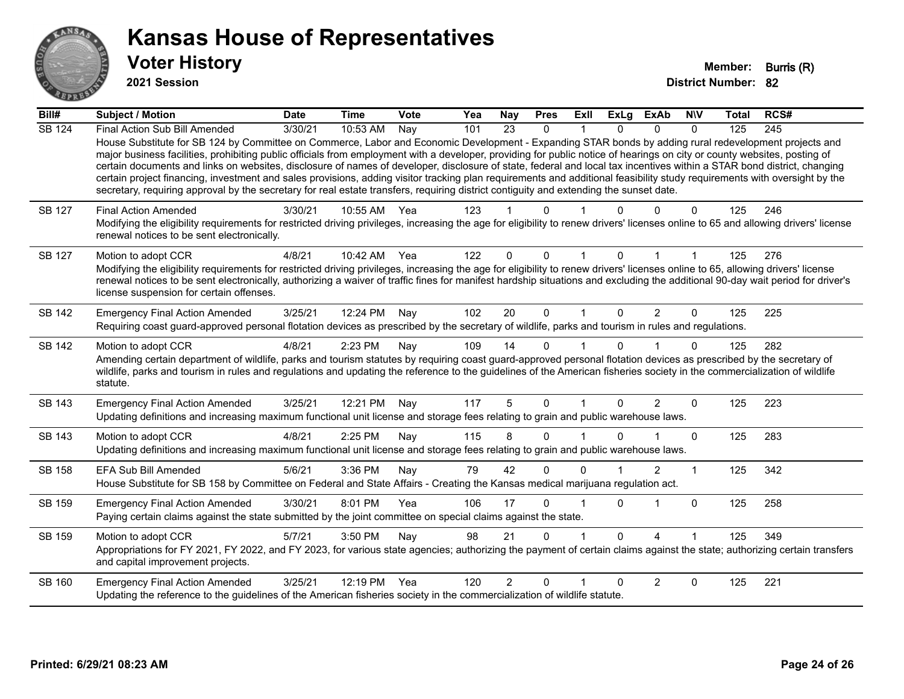# Kansas House of Representatives

## Voter History

**2021 Session**

**Member:** Burris (R)
**District Number:** 82

| Bill# | Subject / Motion | Date | Time | Vote | Yea | Nay | Pres | ExII | ExLg | ExAb | N\V | Total | RCS# |
|---|---|---|---|---|---|---|---|---|---|---|---|---|---|
| SB 124 | Final Action Sub Bill Amended | 3/30/21 | 10:53 AM | Nay | 101 | 23 | 0 | 1 | 0 | 0 | 0 | 125 | 245 |
| | House Substitute for SB 124 by Committee on Commerce, Labor and Economic Development - Expanding STAR bonds by adding rural redevelopment projects and major business facilities, prohibiting public officials from employment with a developer, providing for public notice of hearings on city or county websites, posting of certain documents and links on websites, disclosure of names of developer, disclosure of state, federal and local tax incentives within a STAR bond district, changing certain project financing, investment and sales provisions, adding visitor tracking plan requirements and additional feasibility study requirements with oversight by the secretary, requiring approval by the secretary for real estate transfers, requiring district contiguity and extending the sunset date. | | | | | | | | | | | | |
| SB 127 | Final Action Amended | 3/30/21 | 10:55 AM | Yea | 123 | 1 | 0 | 1 | 0 | 0 | 0 | 125 | 246 |
| | Modifying the eligibility requirements for restricted driving privileges, increasing the age for eligibility to renew drivers' licenses online to 65 and allowing drivers' license renewal notices to be sent electronically. | | | | | | | | | | | | |
| SB 127 | Motion to adopt CCR | 4/8/21 | 10:42 AM | Yea | 122 | 0 | 0 | 1 | 0 | 1 | 1 | 125 | 276 |
| | Modifying the eligibility requirements for restricted driving privileges, increasing the age for eligibility to renew drivers' licenses online to 65, allowing drivers' license renewal notices to be sent electronically, authorizing a waiver of traffic fines for manifest hardship situations and excluding the additional 90-day wait period for driver's license suspension for certain offenses. | | | | | | | | | | | | |
| SB 142 | Emergency Final Action Amended | 3/25/21 | 12:24 PM | Nay | 102 | 20 | 0 | 1 | 0 | 2 | 0 | 125 | 225 |
| | Requiring coast guard-approved personal flotation devices as prescribed by the secretary of wildlife, parks and tourism in rules and regulations. | | | | | | | | | | | | |
| SB 142 | Motion to adopt CCR | 4/8/21 | 2:23 PM | Nay | 109 | 14 | 0 | 1 | 0 | 1 | 0 | 125 | 282 |
| | Amending certain department of wildlife, parks and tourism statutes by requiring coast guard-approved personal flotation devices as prescribed by the secretary of wildlife, parks and tourism in rules and regulations and updating the reference to the guidelines of the American fisheries society in the commercialization of wildlife statute. | | | | | | | | | | | | |
| SB 143 | Emergency Final Action Amended | 3/25/21 | 12:21 PM | Nay | 117 | 5 | 0 | 1 | 0 | 2 | 0 | 125 | 223 |
| | Updating definitions and increasing maximum functional unit license and storage fees relating to grain and public warehouse laws. | | | | | | | | | | | | |
| SB 143 | Motion to adopt CCR | 4/8/21 | 2:25 PM | Nay | 115 | 8 | 0 | 1 | 0 | 1 | 0 | 125 | 283 |
| | Updating definitions and increasing maximum functional unit license and storage fees relating to grain and public warehouse laws. | | | | | | | | | | | | |
| SB 158 | EFA Sub Bill Amended | 5/6/21 | 3:36 PM | Nay | 79 | 42 | 0 | 0 | 1 | 2 | 1 | 125 | 342 |
| | House Substitute for SB 158 by Committee on Federal and State Affairs - Creating the Kansas medical marijuana regulation act. | | | | | | | | | | | | |
| SB 159 | Emergency Final Action Amended | 3/30/21 | 8:01 PM | Yea | 106 | 17 | 0 | 1 | 0 | 1 | 0 | 125 | 258 |
| | Paying certain claims against the state submitted by the joint committee on special claims against the state. | | | | | | | | | | | | |
| SB 159 | Motion to adopt CCR | 5/7/21 | 3:50 PM | Nay | 98 | 21 | 0 | 1 | 0 | 4 | 1 | 125 | 349 |
| | Appropriations for FY 2021, FY 2022, and FY 2023, for various state agencies; authorizing the payment of certain claims against the state; authorizing certain transfers and capital improvement projects. | | | | | | | | | | | | |
| SB 160 | Emergency Final Action Amended | 3/25/21 | 12:19 PM | Yea | 120 | 2 | 0 | 1 | 0 | 2 | 0 | 125 | 221 |
| | Updating the reference to the guidelines of the American fisheries society in the commercialization of wildlife statute. | | | | | | | | | | | | |

**Printed: 6/29/21 08:23 AM**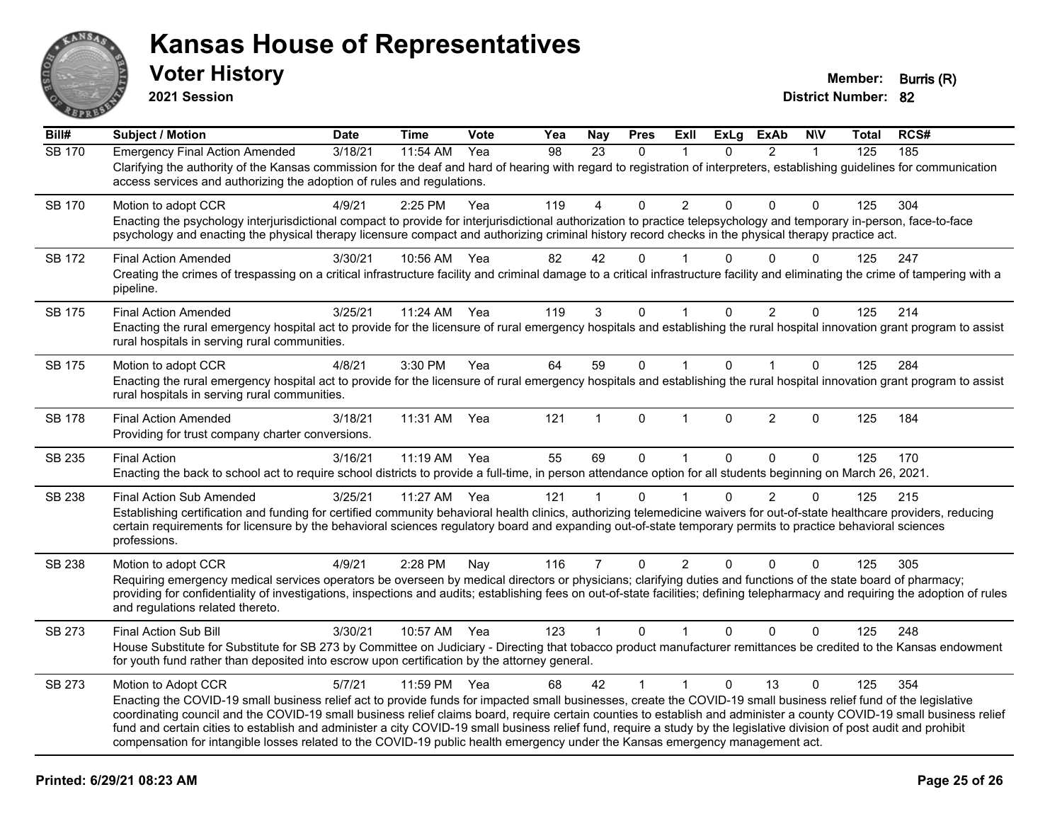# Kansas House of Representatives

## Voter History

**2021 Session**

**Member:** Burris (R)
**District Number:** 82

| Bill# | Subject / Motion | Date | Time | Vote | Yea | Nay | Pres | ExIl | ExLg | ExAb | N\V | Total | RCS# |
|---|---|---|---|---|---|---|---|---|---|---|---|---|---|
| SB 170 | Emergency Final Action Amended | 3/18/21 | 11:54 AM | Yea | 98 | 23 | 0 | 1 | 0 | 2 | 1 | 125 | 185 |
| | Clarifying the authority of the Kansas commission for the deaf and hard of hearing with regard to registration of interpreters, establishing guidelines for communication access services and authorizing the adoption of rules and regulations. | | | | | | | | | | | | |
| SB 170 | Motion to adopt CCR | 4/9/21 | 2:25 PM | Yea | 119 | 4 | 0 | 2 | 0 | 0 | 0 | 125 | 304 |
| | Enacting the psychology interjurisdictional compact to provide for interjurisdictional authorization to practice telepsychology and temporary in-person, face-to-face psychology and enacting the physical therapy licensure compact and authorizing criminal history record checks in the physical therapy practice act. | | | | | | | | | | | | |
| SB 172 | Final Action Amended | 3/30/21 | 10:56 AM | Yea | 82 | 42 | 0 | 1 | 0 | 0 | 0 | 125 | 247 |
| | Creating the crimes of trespassing on a critical infrastructure facility and criminal damage to a critical infrastructure facility and eliminating the crime of tampering with a pipeline. | | | | | | | | | | | | |
| SB 175 | Final Action Amended | 3/25/21 | 11:24 AM | Yea | 119 | 3 | 0 | 1 | 0 | 2 | 0 | 125 | 214 |
| | Enacting the rural emergency hospital act to provide for the licensure of rural emergency hospitals and establishing the rural hospital innovation grant program to assist rural hospitals in serving rural communities. | | | | | | | | | | | | |
| SB 175 | Motion to adopt CCR | 4/8/21 | 3:30 PM | Yea | 64 | 59 | 0 | 1 | 0 | 1 | 0 | 125 | 284 |
| | Enacting the rural emergency hospital act to provide for the licensure of rural emergency hospitals and establishing the rural hospital innovation grant program to assist rural hospitals in serving rural communities. | | | | | | | | | | | | |
| SB 178 | Final Action Amended | 3/18/21 | 11:31 AM | Yea | 121 | 1 | 0 | 1 | 0 | 2 | 0 | 125 | 184 |
| | Providing for trust company charter conversions. | | | | | | | | | | | | |
| SB 235 | Final Action | 3/16/21 | 11:19 AM | Yea | 55 | 69 | 0 | 1 | 0 | 0 | 0 | 125 | 170 |
| | Enacting the back to school act to require school districts to provide a full-time, in person attendance option for all students beginning on March 26, 2021. | | | | | | | | | | | | |
| SB 238 | Final Action Sub Amended | 3/25/21 | 11:27 AM | Yea | 121 | 1 | 0 | 1 | 0 | 2 | 0 | 125 | 215 |
| | Establishing certification and funding for certified community behavioral health clinics, authorizing telemedicine waivers for out-of-state healthcare providers, reducing certain requirements for licensure by the behavioral sciences regulatory board and expanding out-of-state temporary permits to practice behavioral sciences professions. | | | | | | | | | | | | |
| SB 238 | Motion to adopt CCR | 4/9/21 | 2:28 PM | Nay | 116 | 7 | 0 | 2 | 0 | 0 | 0 | 125 | 305 |
| | Requiring emergency medical services operators be overseen by medical directors or physicians; clarifying duties and functions of the state board of pharmacy; providing for confidentiality of investigations, inspections and audits; establishing fees on out-of-state facilities; defining telepharmacy and requiring the adoption of rules and regulations related thereto. | | | | | | | | | | | | |
| SB 273 | Final Action Sub Bill | 3/30/21 | 10:57 AM | Yea | 123 | 1 | 0 | 1 | 0 | 0 | 0 | 125 | 248 |
| | House Substitute for Substitute for SB 273 by Committee on Judiciary - Directing that tobacco product manufacturer remittances be credited to the Kansas endowment for youth fund rather than deposited into escrow upon certification by the attorney general. | | | | | | | | | | | | |
| SB 273 | Motion to Adopt CCR | 5/7/21 | 11:59 PM | Yea | 68 | 42 | 1 | 1 | 0 | 13 | 0 | 125 | 354 |
| | Enacting the COVID-19 small business relief act to provide funds for impacted small businesses, create the COVID-19 small business relief fund of the legislative coordinating council and the COVID-19 small business relief claims board, require certain counties to establish and administer a county COVID-19 small business relief fund and certain cities to establish and administer a city COVID-19 small business relief fund, require a study by the legislative division of post audit and prohibit compensation for intangible losses related to the COVID-19 public health emergency under the Kansas emergency management act. | | | | | | | | | | | | |

**Printed: 6/29/21 08:23 AM**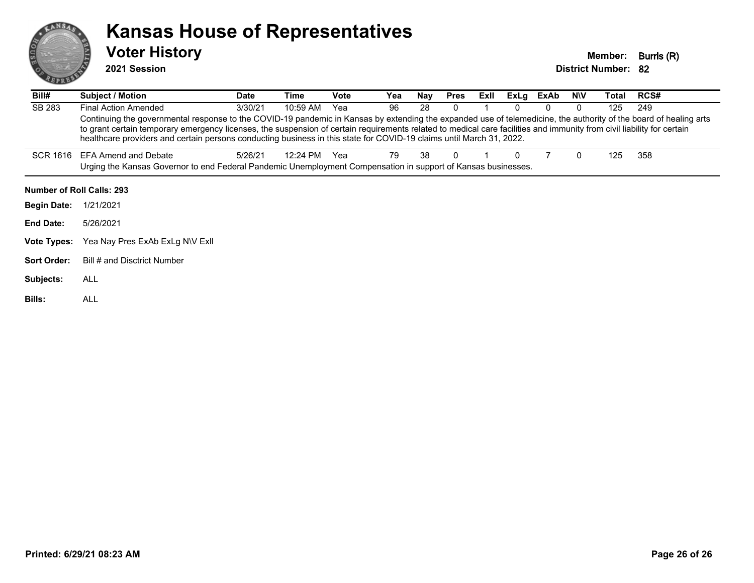# Kansas House of Representatives

## Voter History

**2021 Session**

**Member:** Burris (R)
**District Number:** 82

| Bill# | Subject / Motion | Date | Time | Vote | Yea | Nay | Pres | ExII | ExLg | ExAb | N\V | Total | RCS# |
|---|---|---|---|---|---|---|---|---|---|---|---|---|---|
| SB 283 | Final Action Amended | 3/30/21 | 10:59 AM | Yea | 96 | 28 | 0 | 1 | 0 | 0 | 0 | 125 | 249 |
| | Continuing the governmental response to the COVID-19 pandemic in Kansas by extending the expanded use of telemedicine, the authority of the board of healing arts to grant certain temporary emergency licenses, the suspension of certain requirements related to medical care facilities and immunity from civil liability for certain healthcare providers and certain persons conducting business in this state for COVID-19 claims until March 31, 2022. | | | | | | | | | | | | |
| SCR 1616 | EFA Amend and Debate | 5/26/21 | 12:24 PM | Yea | 79 | 38 | 0 | 1 | 0 | 7 | 0 | 125 | 358 |
| | Urging the Kansas Governor to end Federal Pandemic Unemployment Compensation in support of Kansas businesses. | | | | | | | | | | | | |

**Number of Roll Calls: 293**

**Begin Date:** 1/21/2021

**End Date:** 5/26/2021

**Vote Types:** Yea Nay Pres ExAb ExLg N\V ExII

**Sort Order:** Bill # and Disctrict Number

**Subjects:** ALL

**Bills:** ALL

Printed: 6/29/21 08:23 AM